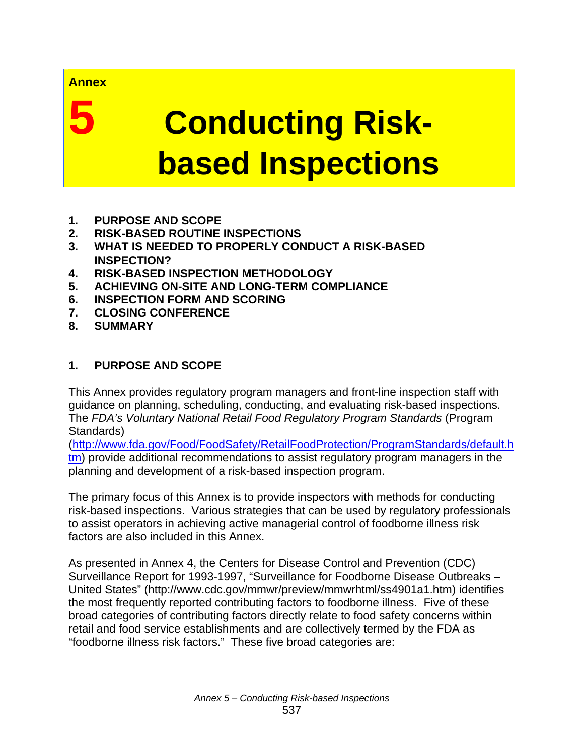Annex

# 5 Conducting Risk-based Inspections

1. **PURPOSE AND SCOPE**
2. **RISK-BASED ROUTINE INSPECTIONS**
3. **WHAT IS NEEDED TO PROPERLY CONDUCT A RISK-BASED INSPECTION?**
4. **RISK-BASED INSPECTION METHODOLOGY**
5. **ACHIEVING ON-SITE AND LONG-TERM COMPLIANCE**
6. **INSPECTION FORM AND SCORING**
7. **CLOSING CONFERENCE**
8. **SUMMARY**

## 1. PURPOSE AND SCOPE

This Annex provides regulatory program managers and front-line inspection staff with guidance on planning, scheduling, conducting, and evaluating risk-based inspections. The *FDA's Voluntary National Retail Food Regulatory Program Standards* (Program Standards) (http://www.fda.gov/Food/FoodSafety/RetailFoodProtection/ProgramStandards/default.htm) provide additional recommendations to assist regulatory program managers in the planning and development of a risk-based inspection program.

The primary focus of this Annex is to provide inspectors with methods for conducting risk-based inspections. Various strategies that can be used by regulatory professionals to assist operators in achieving active managerial control of foodborne illness risk factors are also included in this Annex.

As presented in Annex 4, the Centers for Disease Control and Prevention (CDC) Surveillance Report for 1993-1997, "Surveillance for Foodborne Disease Outbreaks – United States" (http://www.cdc.gov/mmwr/preview/mmwrhtml/ss4901a1.htm) identifies the most frequently reported contributing factors to foodborne illness. Five of these broad categories of contributing factors directly relate to food safety concerns within retail and food service establishments and are collectively termed by the FDA as "foodborne illness risk factors." These five broad categories are: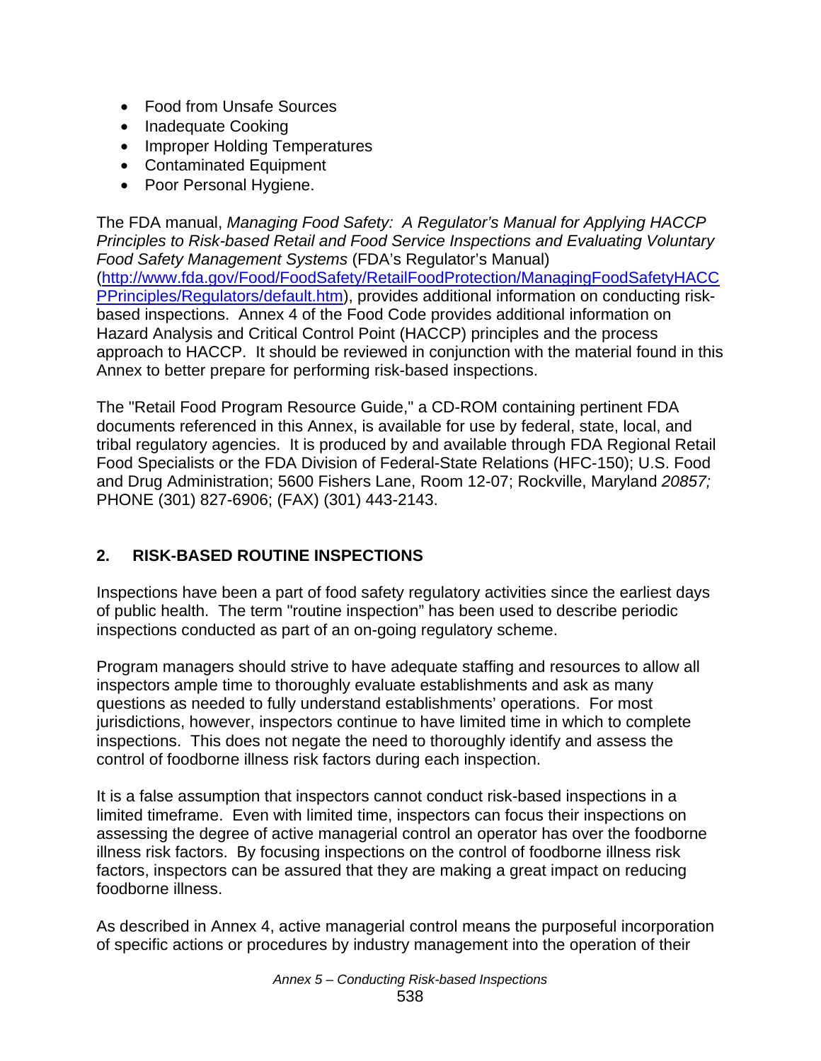- Food from Unsafe Sources
- Inadequate Cooking
- Improper Holding Temperatures
- Contaminated Equipment
- Poor Personal Hygiene.

The FDA manual, *Managing Food Safety: A Regulator's Manual for Applying HACCP Principles to Risk-based Retail and Food Service Inspections and Evaluating Voluntary Food Safety Management Systems* (FDA's Regulator's Manual) (http://www.fda.gov/Food/FoodSafety/RetailFoodProtection/ManagingFoodSafetyHACCPPrinciples/Regulators/default.htm), provides additional information on conducting risk-based inspections. Annex 4 of the Food Code provides additional information on Hazard Analysis and Critical Control Point (HACCP) principles and the process approach to HACCP. It should be reviewed in conjunction with the material found in this Annex to better prepare for performing risk-based inspections.

The "Retail Food Program Resource Guide," a CD-ROM containing pertinent FDA documents referenced in this Annex, is available for use by federal, state, local, and tribal regulatory agencies. It is produced by and available through FDA Regional Retail Food Specialists or the FDA Division of Federal-State Relations (HFC-150); U.S. Food and Drug Administration; 5600 Fishers Lane, Room 12-07; Rockville, Maryland *20857;* PHONE (301) 827-6906; (FAX) (301) 443-2143.

## 2. RISK-BASED ROUTINE INSPECTIONS

Inspections have been a part of food safety regulatory activities since the earliest days of public health. The term "routine inspection" has been used to describe periodic inspections conducted as part of an on-going regulatory scheme.

Program managers should strive to have adequate staffing and resources to allow all inspectors ample time to thoroughly evaluate establishments and ask as many questions as needed to fully understand establishments' operations. For most jurisdictions, however, inspectors continue to have limited time in which to complete inspections. This does not negate the need to thoroughly identify and assess the control of foodborne illness risk factors during each inspection.

It is a false assumption that inspectors cannot conduct risk-based inspections in a limited timeframe. Even with limited time, inspectors can focus their inspections on assessing the degree of active managerial control an operator has over the foodborne illness risk factors. By focusing inspections on the control of foodborne illness risk factors, inspectors can be assured that they are making a great impact on reducing foodborne illness.

As described in Annex 4, active managerial control means the purposeful incorporation of specific actions or procedures by industry management into the operation of their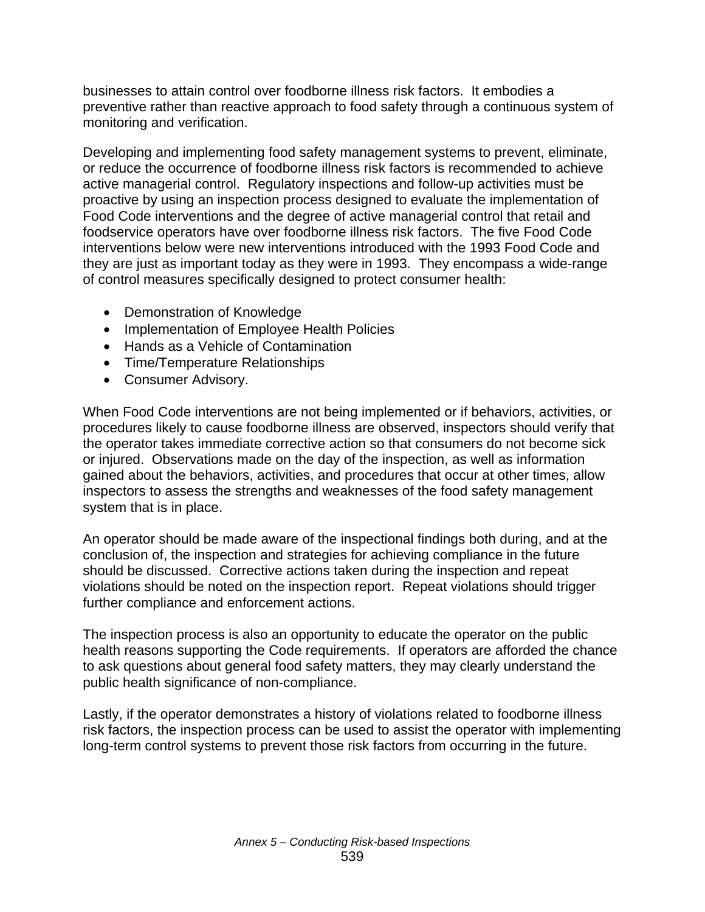businesses to attain control over foodborne illness risk factors. It embodies a preventive rather than reactive approach to food safety through a continuous system of monitoring and verification.

Developing and implementing food safety management systems to prevent, eliminate, or reduce the occurrence of foodborne illness risk factors is recommended to achieve active managerial control. Regulatory inspections and follow-up activities must be proactive by using an inspection process designed to evaluate the implementation of Food Code interventions and the degree of active managerial control that retail and foodservice operators have over foodborne illness risk factors. The five Food Code interventions below were new interventions introduced with the 1993 Food Code and they are just as important today as they were in 1993. They encompass a wide-range of control measures specifically designed to protect consumer health:

- Demonstration of Knowledge
- Implementation of Employee Health Policies
- Hands as a Vehicle of Contamination
- Time/Temperature Relationships
- Consumer Advisory.

When Food Code interventions are not being implemented or if behaviors, activities, or procedures likely to cause foodborne illness are observed, inspectors should verify that the operator takes immediate corrective action so that consumers do not become sick or injured. Observations made on the day of the inspection, as well as information gained about the behaviors, activities, and procedures that occur at other times, allow inspectors to assess the strengths and weaknesses of the food safety management system that is in place.

An operator should be made aware of the inspectional findings both during, and at the conclusion of, the inspection and strategies for achieving compliance in the future should be discussed. Corrective actions taken during the inspection and repeat violations should be noted on the inspection report. Repeat violations should trigger further compliance and enforcement actions.

The inspection process is also an opportunity to educate the operator on the public health reasons supporting the Code requirements. If operators are afforded the chance to ask questions about general food safety matters, they may clearly understand the public health significance of non-compliance.

Lastly, if the operator demonstrates a history of violations related to foodborne illness risk factors, the inspection process can be used to assist the operator with implementing long-term control systems to prevent those risk factors from occurring in the future.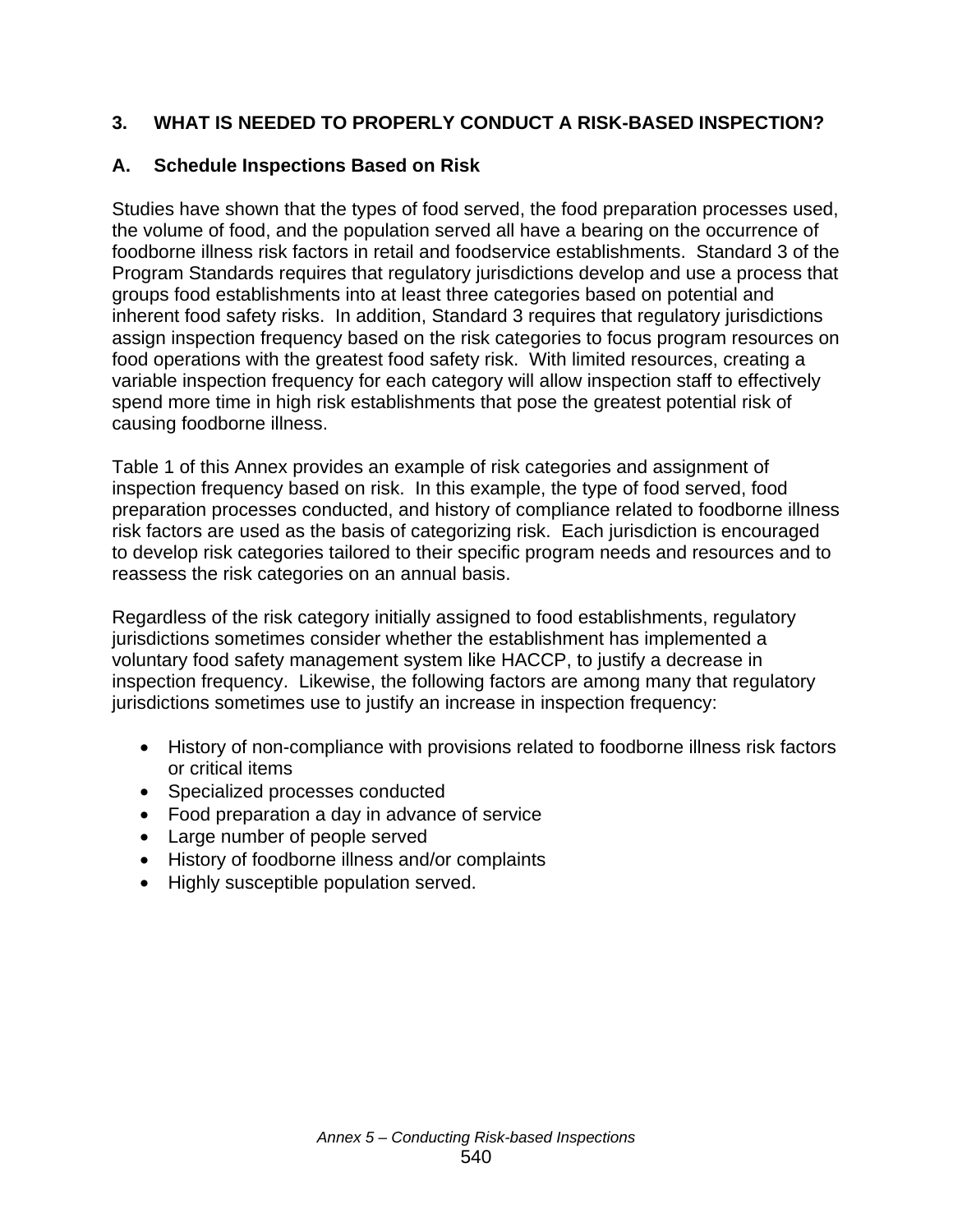## 3. WHAT IS NEEDED TO PROPERLY CONDUCT A RISK-BASED INSPECTION?

### A. Schedule Inspections Based on Risk

Studies have shown that the types of food served, the food preparation processes used, the volume of food, and the population served all have a bearing on the occurrence of foodborne illness risk factors in retail and foodservice establishments. Standard 3 of the Program Standards requires that regulatory jurisdictions develop and use a process that groups food establishments into at least three categories based on potential and inherent food safety risks. In addition, Standard 3 requires that regulatory jurisdictions assign inspection frequency based on the risk categories to focus program resources on food operations with the greatest food safety risk. With limited resources, creating a variable inspection frequency for each category will allow inspection staff to effectively spend more time in high risk establishments that pose the greatest potential risk of causing foodborne illness.

Table 1 of this Annex provides an example of risk categories and assignment of inspection frequency based on risk. In this example, the type of food served, food preparation processes conducted, and history of compliance related to foodborne illness risk factors are used as the basis of categorizing risk. Each jurisdiction is encouraged to develop risk categories tailored to their specific program needs and resources and to reassess the risk categories on an annual basis.

Regardless of the risk category initially assigned to food establishments, regulatory jurisdictions sometimes consider whether the establishment has implemented a voluntary food safety management system like HACCP, to justify a decrease in inspection frequency. Likewise, the following factors are among many that regulatory jurisdictions sometimes use to justify an increase in inspection frequency:

- History of non-compliance with provisions related to foodborne illness risk factors or critical items
- Specialized processes conducted
- Food preparation a day in advance of service
- Large number of people served
- History of foodborne illness and/or complaints
- Highly susceptible population served.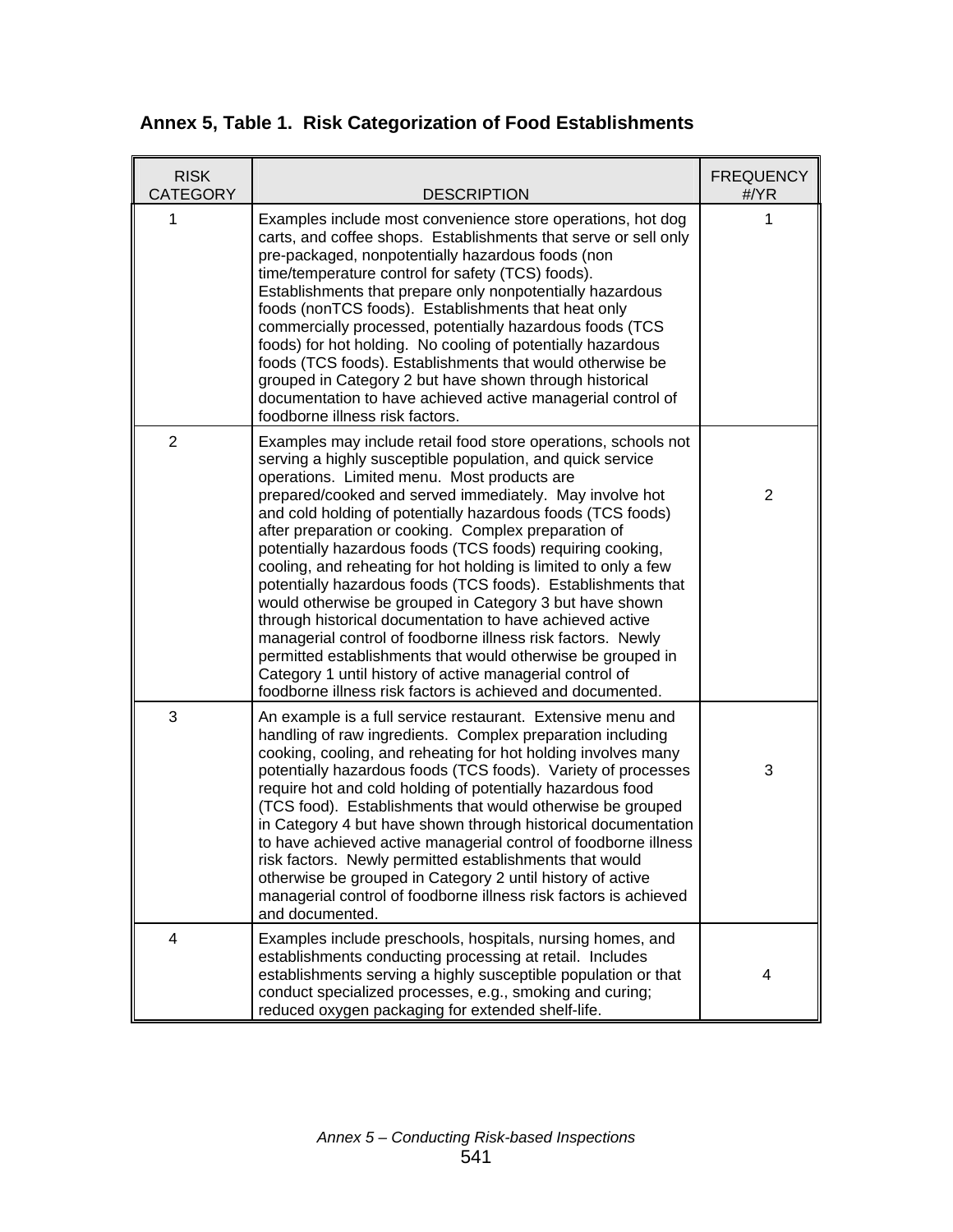**Annex 5, Table 1. Risk Categorization of Food Establishments**

| RISK CATEGORY | DESCRIPTION | FREQUENCY #/YR |
|---|---|---|
| 1 | Examples include most convenience store operations, hot dog carts, and coffee shops. Establishments that serve or sell only pre-packaged, nonpotentially hazardous foods (non time/temperature control for safety (TCS) foods). Establishments that prepare only nonpotentially hazardous foods (nonTCS foods). Establishments that heat only commercially processed, potentially hazardous foods (TCS foods) for hot holding. No cooling of potentially hazardous foods (TCS foods). Establishments that would otherwise be grouped in Category 2 but have shown through historical documentation to have achieved active managerial control of foodborne illness risk factors. | 1 |
| 2 | Examples may include retail food store operations, schools not serving a highly susceptible population, and quick service operations. Limited menu. Most products are prepared/cooked and served immediately. May involve hot and cold holding of potentially hazardous foods (TCS foods) after preparation or cooking. Complex preparation of potentially hazardous foods (TCS foods) requiring cooking, cooling, and reheating for hot holding is limited to only a few potentially hazardous foods (TCS foods). Establishments that would otherwise be grouped in Category 3 but have shown through historical documentation to have achieved active managerial control of foodborne illness risk factors. Newly permitted establishments that would otherwise be grouped in Category 1 until history of active managerial control of foodborne illness risk factors is achieved and documented. | 2 |
| 3 | An example is a full service restaurant. Extensive menu and handling of raw ingredients. Complex preparation including cooking, cooling, and reheating for hot holding involves many potentially hazardous foods (TCS foods). Variety of processes require hot and cold holding of potentially hazardous food (TCS food). Establishments that would otherwise be grouped in Category 4 but have shown through historical documentation to have achieved active managerial control of foodborne illness risk factors. Newly permitted establishments that would otherwise be grouped in Category 2 until history of active managerial control of foodborne illness risk factors is achieved and documented. | 3 |
| 4 | Examples include preschools, hospitals, nursing homes, and establishments conducting processing at retail. Includes establishments serving a highly susceptible population or that conduct specialized processes, e.g., smoking and curing; reduced oxygen packaging for extended shelf-life. | 4 |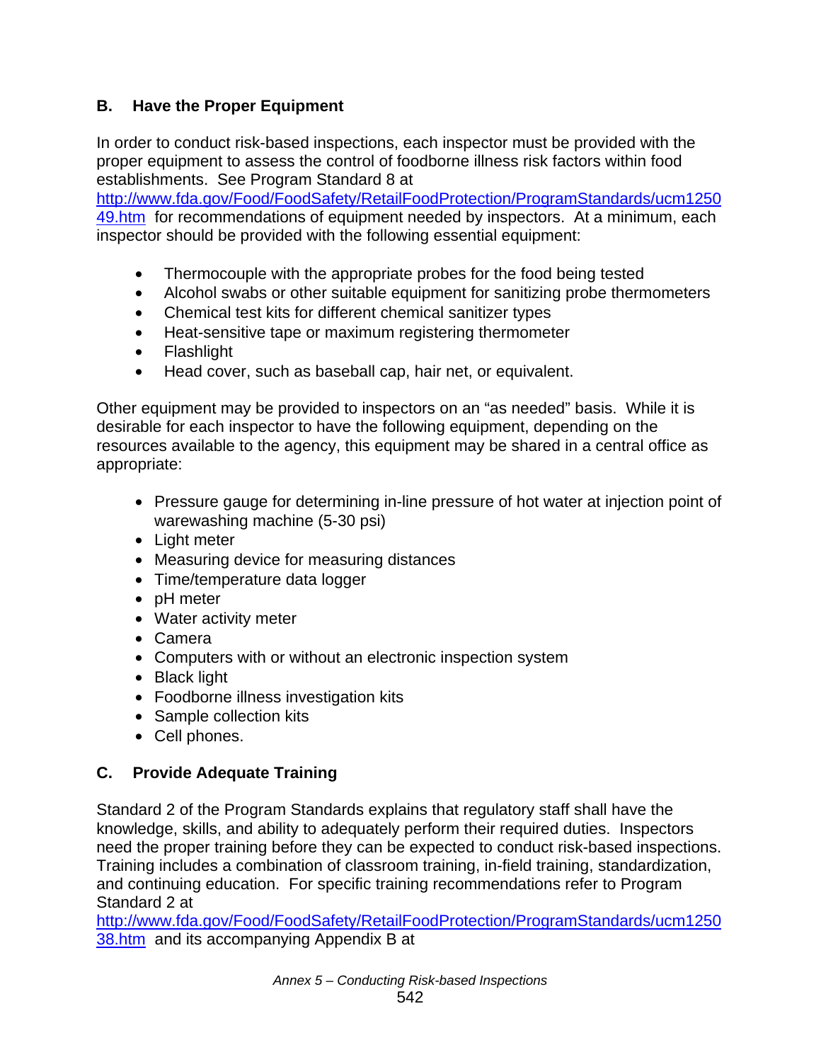## B. Have the Proper Equipment

In order to conduct risk-based inspections, each inspector must be provided with the proper equipment to assess the control of foodborne illness risk factors within food establishments. See Program Standard 8 at http://www.fda.gov/Food/FoodSafety/RetailFoodProtection/ProgramStandards/ucm125049.htm for recommendations of equipment needed by inspectors. At a minimum, each inspector should be provided with the following essential equipment:

- Thermocouple with the appropriate probes for the food being tested
- Alcohol swabs or other suitable equipment for sanitizing probe thermometers
- Chemical test kits for different chemical sanitizer types
- Heat-sensitive tape or maximum registering thermometer
- Flashlight
- Head cover, such as baseball cap, hair net, or equivalent.

Other equipment may be provided to inspectors on an "as needed" basis. While it is desirable for each inspector to have the following equipment, depending on the resources available to the agency, this equipment may be shared in a central office as appropriate:

- Pressure gauge for determining in-line pressure of hot water at injection point of warewashing machine (5-30 psi)
- Light meter
- Measuring device for measuring distances
- Time/temperature data logger
- pH meter
- Water activity meter
- Camera
- Computers with or without an electronic inspection system
- Black light
- Foodborne illness investigation kits
- Sample collection kits
- Cell phones.

## C. Provide Adequate Training

Standard 2 of the Program Standards explains that regulatory staff shall have the knowledge, skills, and ability to adequately perform their required duties. Inspectors need the proper training before they can be expected to conduct risk-based inspections. Training includes a combination of classroom training, in-field training, standardization, and continuing education. For specific training recommendations refer to Program Standard 2 at http://www.fda.gov/Food/FoodSafety/RetailFoodProtection/ProgramStandards/ucm125038.htm and its accompanying Appendix B at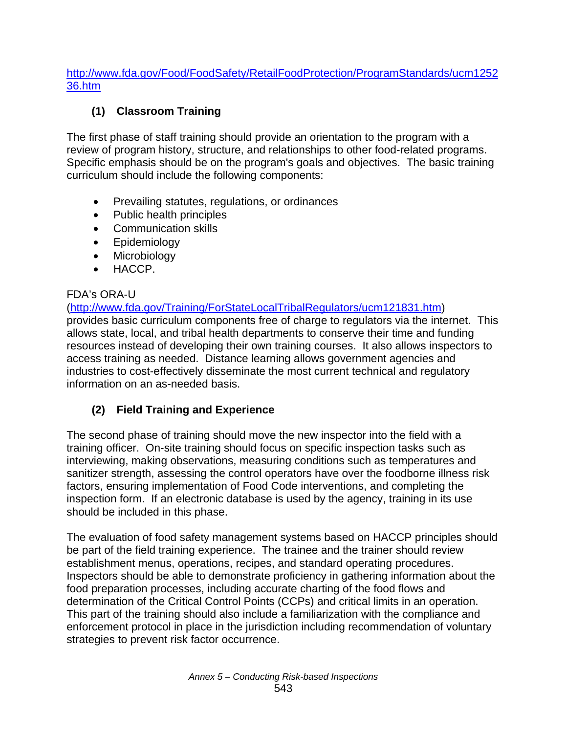http://www.fda.gov/Food/FoodSafety/RetailFoodProtection/ProgramStandards/ucm125236.htm

### (1) Classroom Training

The first phase of staff training should provide an orientation to the program with a review of program history, structure, and relationships to other food-related programs. Specific emphasis should be on the program's goals and objectives. The basic training curriculum should include the following components:

- Prevailing statutes, regulations, or ordinances
- Public health principles
- Communication skills
- Epidemiology
- Microbiology
- HACCP.

FDA's ORA-U (http://www.fda.gov/Training/ForStateLocalTribalRegulators/ucm121831.htm) provides basic curriculum components free of charge to regulators via the internet. This allows state, local, and tribal health departments to conserve their time and funding resources instead of developing their own training courses. It also allows inspectors to access training as needed. Distance learning allows government agencies and industries to cost-effectively disseminate the most current technical and regulatory information on an as-needed basis.

### (2) Field Training and Experience

The second phase of training should move the new inspector into the field with a training officer. On-site training should focus on specific inspection tasks such as interviewing, making observations, measuring conditions such as temperatures and sanitizer strength, assessing the control operators have over the foodborne illness risk factors, ensuring implementation of Food Code interventions, and completing the inspection form. If an electronic database is used by the agency, training in its use should be included in this phase.

The evaluation of food safety management systems based on HACCP principles should be part of the field training experience. The trainee and the trainer should review establishment menus, operations, recipes, and standard operating procedures. Inspectors should be able to demonstrate proficiency in gathering information about the food preparation processes, including accurate charting of the food flows and determination of the Critical Control Points (CCPs) and critical limits in an operation. This part of the training should also include a familiarization with the compliance and enforcement protocol in place in the jurisdiction including recommendation of voluntary strategies to prevent risk factor occurrence.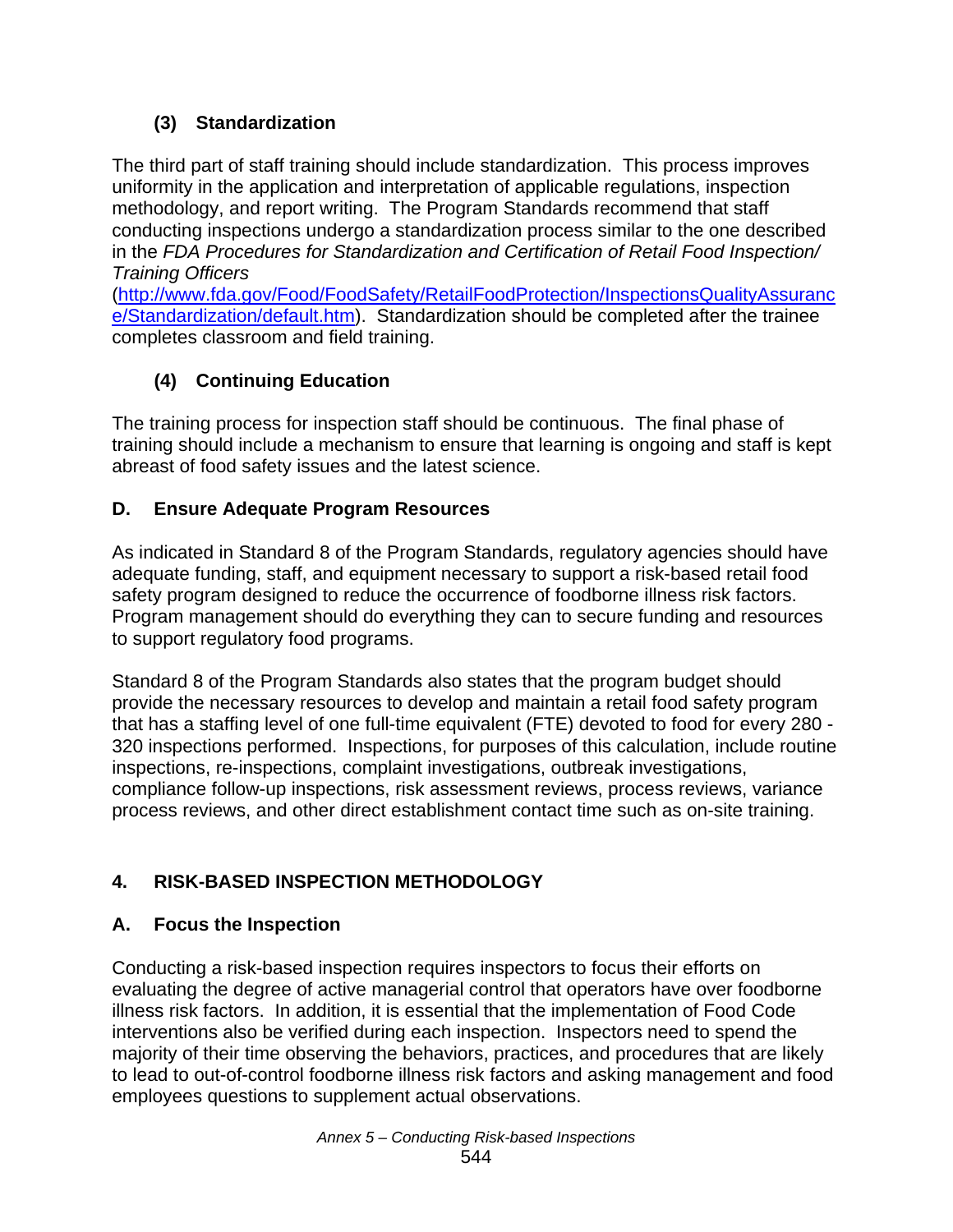### (3) Standardization

The third part of staff training should include standardization. This process improves uniformity in the application and interpretation of applicable regulations, inspection methodology, and report writing. The Program Standards recommend that staff conducting inspections undergo a standardization process similar to the one described in the *FDA Procedures for Standardization and Certification of Retail Food Inspection/ Training Officers* (http://www.fda.gov/Food/FoodSafety/RetailFoodProtection/InspectionsQualityAssurance/Standardization/default.htm). Standardization should be completed after the trainee completes classroom and field training.

### (4) Continuing Education

The training process for inspection staff should be continuous. The final phase of training should include a mechanism to ensure that learning is ongoing and staff is kept abreast of food safety issues and the latest science.

## D. Ensure Adequate Program Resources

As indicated in Standard 8 of the Program Standards, regulatory agencies should have adequate funding, staff, and equipment necessary to support a risk-based retail food safety program designed to reduce the occurrence of foodborne illness risk factors. Program management should do everything they can to secure funding and resources to support regulatory food programs.

Standard 8 of the Program Standards also states that the program budget should provide the necessary resources to develop and maintain a retail food safety program that has a staffing level of one full-time equivalent (FTE) devoted to food for every 280 - 320 inspections performed. Inspections, for purposes of this calculation, include routine inspections, re-inspections, complaint investigations, outbreak investigations, compliance follow-up inspections, risk assessment reviews, process reviews, variance process reviews, and other direct establishment contact time such as on-site training.

# 4. RISK-BASED INSPECTION METHODOLOGY

## A. Focus the Inspection

Conducting a risk-based inspection requires inspectors to focus their efforts on evaluating the degree of active managerial control that operators have over foodborne illness risk factors. In addition, it is essential that the implementation of Food Code interventions also be verified during each inspection. Inspectors need to spend the majority of their time observing the behaviors, practices, and procedures that are likely to lead to out-of-control foodborne illness risk factors and asking management and food employees questions to supplement actual observations.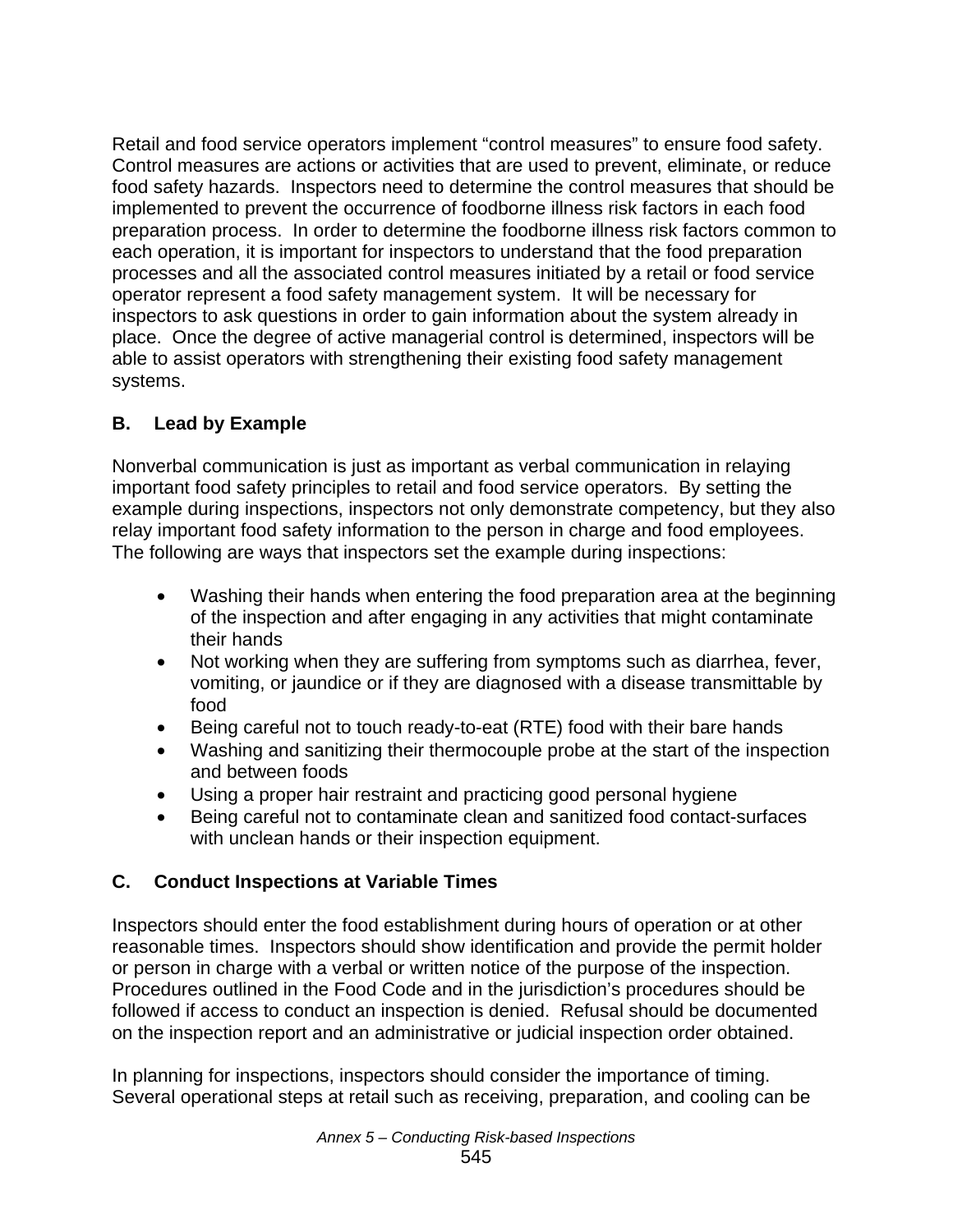Retail and food service operators implement “control measures” to ensure food safety. Control measures are actions or activities that are used to prevent, eliminate, or reduce food safety hazards. Inspectors need to determine the control measures that should be implemented to prevent the occurrence of foodborne illness risk factors in each food preparation process. In order to determine the foodborne illness risk factors common to each operation, it is important for inspectors to understand that the food preparation processes and all the associated control measures initiated by a retail or food service operator represent a food safety management system. It will be necessary for inspectors to ask questions in order to gain information about the system already in place. Once the degree of active managerial control is determined, inspectors will be able to assist operators with strengthening their existing food safety management systems.

### B. Lead by Example

Nonverbal communication is just as important as verbal communication in relaying important food safety principles to retail and food service operators. By setting the example during inspections, inspectors not only demonstrate competency, but they also relay important food safety information to the person in charge and food employees. The following are ways that inspectors set the example during inspections:

- Washing their hands when entering the food preparation area at the beginning of the inspection and after engaging in any activities that might contaminate their hands
- Not working when they are suffering from symptoms such as diarrhea, fever, vomiting, or jaundice or if they are diagnosed with a disease transmittable by food
- Being careful not to touch ready-to-eat (RTE) food with their bare hands
- Washing and sanitizing their thermocouple probe at the start of the inspection and between foods
- Using a proper hair restraint and practicing good personal hygiene
- Being careful not to contaminate clean and sanitized food contact-surfaces with unclean hands or their inspection equipment.

### C. Conduct Inspections at Variable Times

Inspectors should enter the food establishment during hours of operation or at other reasonable times. Inspectors should show identification and provide the permit holder or person in charge with a verbal or written notice of the purpose of the inspection. Procedures outlined in the Food Code and in the jurisdiction’s procedures should be followed if access to conduct an inspection is denied. Refusal should be documented on the inspection report and an administrative or judicial inspection order obtained.

In planning for inspections, inspectors should consider the importance of timing. Several operational steps at retail such as receiving, preparation, and cooling can be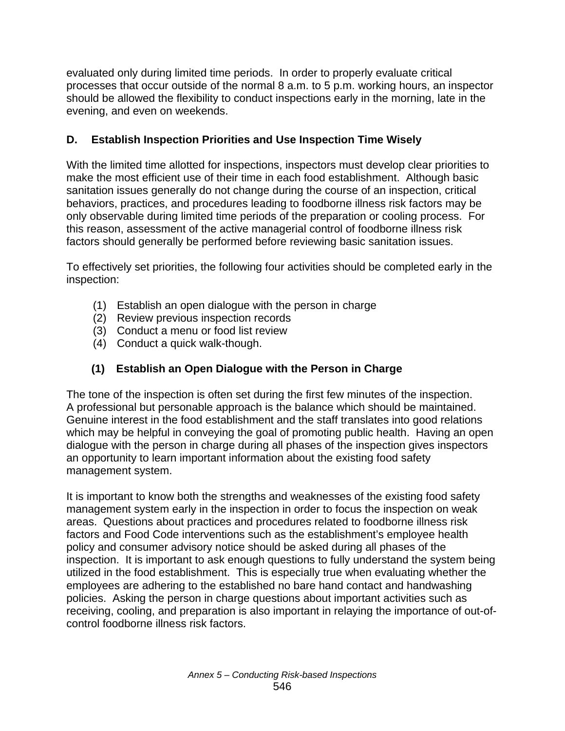evaluated only during limited time periods. In order to properly evaluate critical processes that occur outside of the normal 8 a.m. to 5 p.m. working hours, an inspector should be allowed the flexibility to conduct inspections early in the morning, late in the evening, and even on weekends.

## D. Establish Inspection Priorities and Use Inspection Time Wisely

With the limited time allotted for inspections, inspectors must develop clear priorities to make the most efficient use of their time in each food establishment. Although basic sanitation issues generally do not change during the course of an inspection, critical behaviors, practices, and procedures leading to foodborne illness risk factors may be only observable during limited time periods of the preparation or cooling process. For this reason, assessment of the active managerial control of foodborne illness risk factors should generally be performed before reviewing basic sanitation issues.

To effectively set priorities, the following four activities should be completed early in the inspection:

(1) Establish an open dialogue with the person in charge
(2) Review previous inspection records
(3) Conduct a menu or food list review
(4) Conduct a quick walk-though.

### (1) Establish an Open Dialogue with the Person in Charge

The tone of the inspection is often set during the first few minutes of the inspection. A professional but personable approach is the balance which should be maintained. Genuine interest in the food establishment and the staff translates into good relations which may be helpful in conveying the goal of promoting public health. Having an open dialogue with the person in charge during all phases of the inspection gives inspectors an opportunity to learn important information about the existing food safety management system.

It is important to know both the strengths and weaknesses of the existing food safety management system early in the inspection in order to focus the inspection on weak areas. Questions about practices and procedures related to foodborne illness risk factors and Food Code interventions such as the establishment's employee health policy and consumer advisory notice should be asked during all phases of the inspection. It is important to ask enough questions to fully understand the system being utilized in the food establishment. This is especially true when evaluating whether the employees are adhering to the established no bare hand contact and handwashing policies. Asking the person in charge questions about important activities such as receiving, cooling, and preparation is also important in relaying the importance of out-of-control foodborne illness risk factors.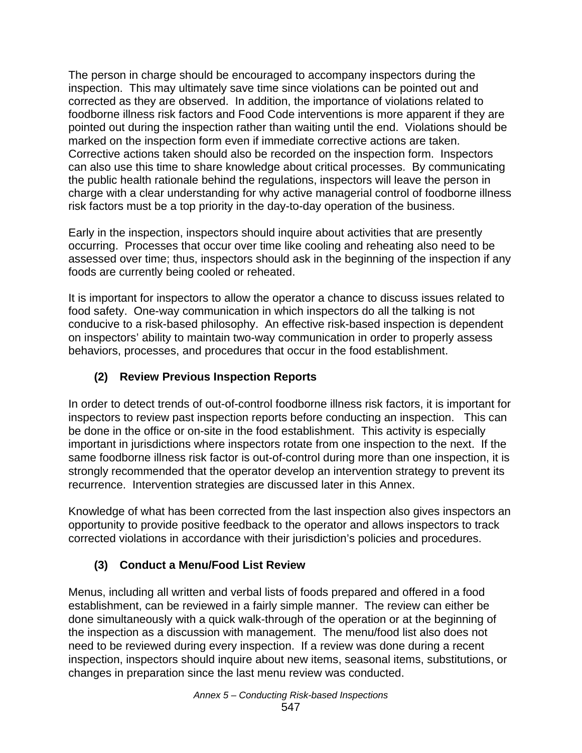The person in charge should be encouraged to accompany inspectors during the inspection. This may ultimately save time since violations can be pointed out and corrected as they are observed. In addition, the importance of violations related to foodborne illness risk factors and Food Code interventions is more apparent if they are pointed out during the inspection rather than waiting until the end. Violations should be marked on the inspection form even if immediate corrective actions are taken. Corrective actions taken should also be recorded on the inspection form. Inspectors can also use this time to share knowledge about critical processes. By communicating the public health rationale behind the regulations, inspectors will leave the person in charge with a clear understanding for why active managerial control of foodborne illness risk factors must be a top priority in the day-to-day operation of the business.

Early in the inspection, inspectors should inquire about activities that are presently occurring. Processes that occur over time like cooling and reheating also need to be assessed over time; thus, inspectors should ask in the beginning of the inspection if any foods are currently being cooled or reheated.

It is important for inspectors to allow the operator a chance to discuss issues related to food safety. One-way communication in which inspectors do all the talking is not conducive to a risk-based philosophy. An effective risk-based inspection is dependent on inspectors' ability to maintain two-way communication in order to properly assess behaviors, processes, and procedures that occur in the food establishment.

### (2) Review Previous Inspection Reports

In order to detect trends of out-of-control foodborne illness risk factors, it is important for inspectors to review past inspection reports before conducting an inspection. This can be done in the office or on-site in the food establishment. This activity is especially important in jurisdictions where inspectors rotate from one inspection to the next. If the same foodborne illness risk factor is out-of-control during more than one inspection, it is strongly recommended that the operator develop an intervention strategy to prevent its recurrence. Intervention strategies are discussed later in this Annex.

Knowledge of what has been corrected from the last inspection also gives inspectors an opportunity to provide positive feedback to the operator and allows inspectors to track corrected violations in accordance with their jurisdiction's policies and procedures.

### (3) Conduct a Menu/Food List Review

Menus, including all written and verbal lists of foods prepared and offered in a food establishment, can be reviewed in a fairly simple manner. The review can either be done simultaneously with a quick walk-through of the operation or at the beginning of the inspection as a discussion with management. The menu/food list also does not need to be reviewed during every inspection. If a review was done during a recent inspection, inspectors should inquire about new items, seasonal items, substitutions, or changes in preparation since the last menu review was conducted.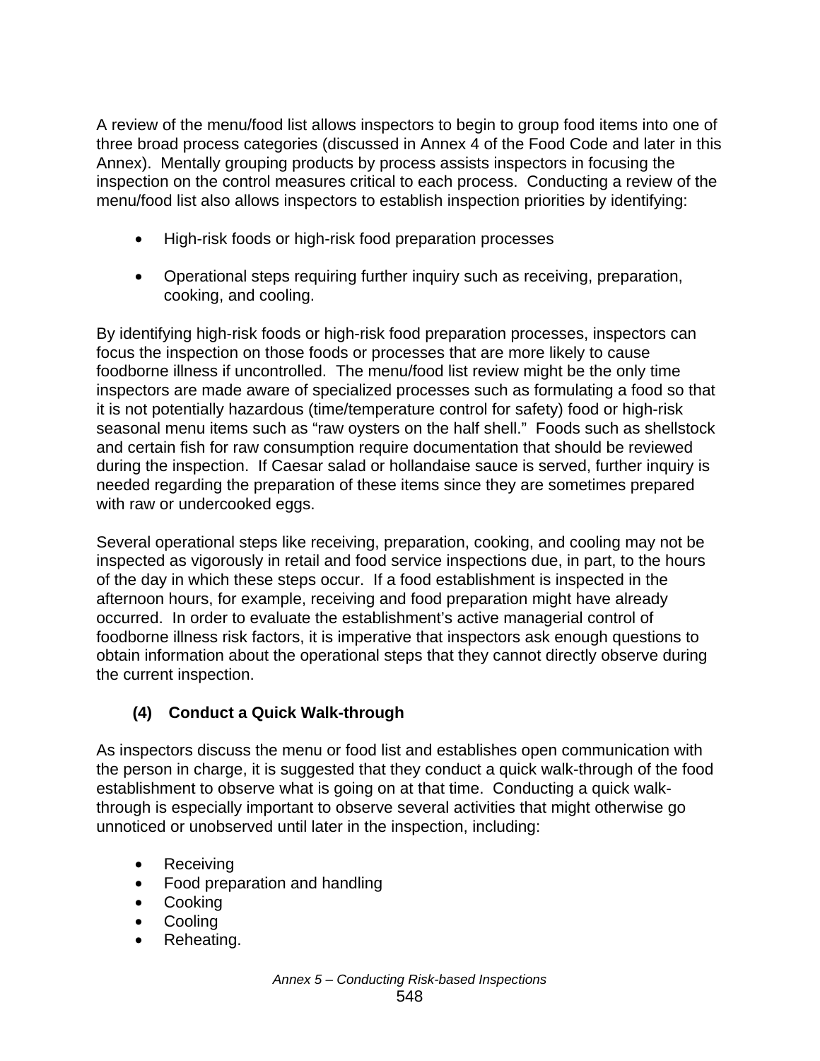A review of the menu/food list allows inspectors to begin to group food items into one of three broad process categories (discussed in Annex 4 of the Food Code and later in this Annex). Mentally grouping products by process assists inspectors in focusing the inspection on the control measures critical to each process. Conducting a review of the menu/food list also allows inspectors to establish inspection priorities by identifying:

- High-risk foods or high-risk food preparation processes
- Operational steps requiring further inquiry such as receiving, preparation, cooking, and cooling.

By identifying high-risk foods or high-risk food preparation processes, inspectors can focus the inspection on those foods or processes that are more likely to cause foodborne illness if uncontrolled. The menu/food list review might be the only time inspectors are made aware of specialized processes such as formulating a food so that it is not potentially hazardous (time/temperature control for safety) food or high-risk seasonal menu items such as "raw oysters on the half shell." Foods such as shellstock and certain fish for raw consumption require documentation that should be reviewed during the inspection. If Caesar salad or hollandaise sauce is served, further inquiry is needed regarding the preparation of these items since they are sometimes prepared with raw or undercooked eggs.

Several operational steps like receiving, preparation, cooking, and cooling may not be inspected as vigorously in retail and food service inspections due, in part, to the hours of the day in which these steps occur. If a food establishment is inspected in the afternoon hours, for example, receiving and food preparation might have already occurred. In order to evaluate the establishment's active managerial control of foodborne illness risk factors, it is imperative that inspectors ask enough questions to obtain information about the operational steps that they cannot directly observe during the current inspection.

### (4) Conduct a Quick Walk-through

As inspectors discuss the menu or food list and establishes open communication with the person in charge, it is suggested that they conduct a quick walk-through of the food establishment to observe what is going on at that time. Conducting a quick walk-through is especially important to observe several activities that might otherwise go unnoticed or unobserved until later in the inspection, including:

- Receiving
- Food preparation and handling
- Cooking
- Cooling
- Reheating.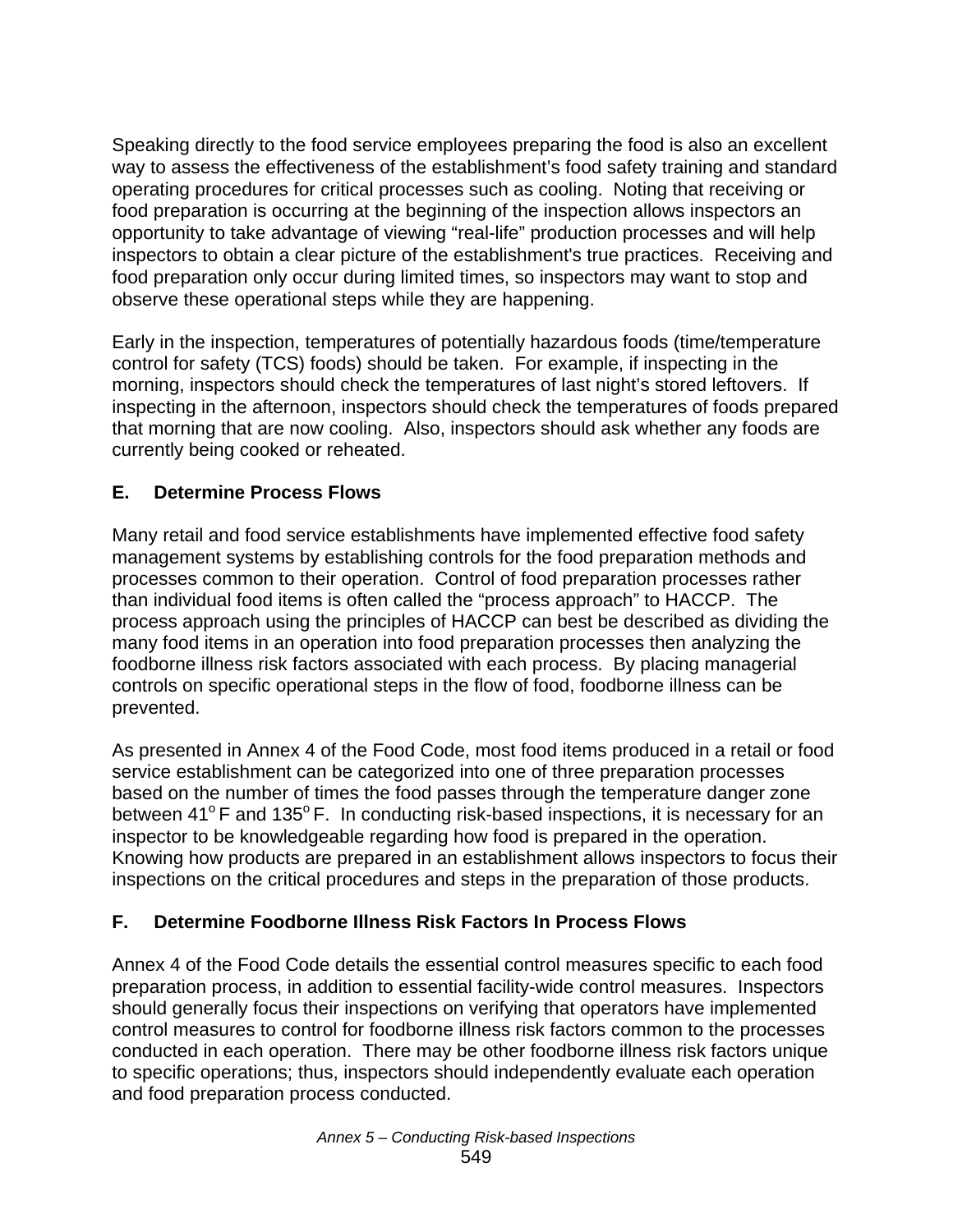Speaking directly to the food service employees preparing the food is also an excellent way to assess the effectiveness of the establishment's food safety training and standard operating procedures for critical processes such as cooling. Noting that receiving or food preparation is occurring at the beginning of the inspection allows inspectors an opportunity to take advantage of viewing "real-life" production processes and will help inspectors to obtain a clear picture of the establishment's true practices. Receiving and food preparation only occur during limited times, so inspectors may want to stop and observe these operational steps while they are happening.

Early in the inspection, temperatures of potentially hazardous foods (time/temperature control for safety (TCS) foods) should be taken. For example, if inspecting in the morning, inspectors should check the temperatures of last night's stored leftovers. If inspecting in the afternoon, inspectors should check the temperatures of foods prepared that morning that are now cooling. Also, inspectors should ask whether any foods are currently being cooked or reheated.

## E. Determine Process Flows

Many retail and food service establishments have implemented effective food safety management systems by establishing controls for the food preparation methods and processes common to their operation. Control of food preparation processes rather than individual food items is often called the "process approach" to HACCP. The process approach using the principles of HACCP can best be described as dividing the many food items in an operation into food preparation processes then analyzing the foodborne illness risk factors associated with each process. By placing managerial controls on specific operational steps in the flow of food, foodborne illness can be prevented.

As presented in Annex 4 of the Food Code, most food items produced in a retail or food service establishment can be categorized into one of three preparation processes based on the number of times the food passes through the temperature danger zone between 41$^{o}$ F and 135$^{o}$ F. In conducting risk-based inspections, it is necessary for an inspector to be knowledgeable regarding how food is prepared in the operation. Knowing how products are prepared in an establishment allows inspectors to focus their inspections on the critical procedures and steps in the preparation of those products.

## F. Determine Foodborne Illness Risk Factors In Process Flows

Annex 4 of the Food Code details the essential control measures specific to each food preparation process, in addition to essential facility-wide control measures. Inspectors should generally focus their inspections on verifying that operators have implemented control measures to control for foodborne illness risk factors common to the processes conducted in each operation. There may be other foodborne illness risk factors unique to specific operations; thus, inspectors should independently evaluate each operation and food preparation process conducted.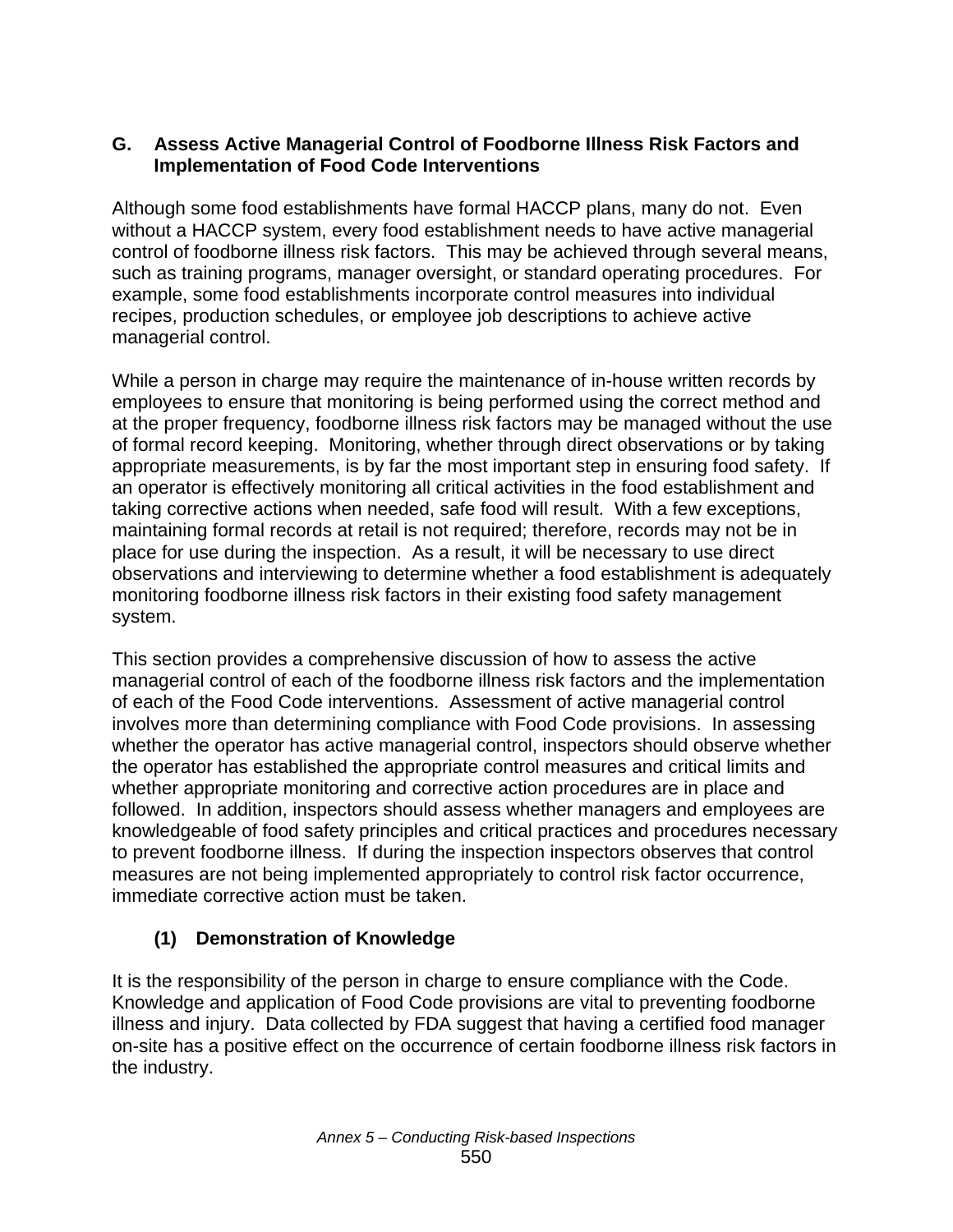## G. Assess Active Managerial Control of Foodborne Illness Risk Factors and Implementation of Food Code Interventions

Although some food establishments have formal HACCP plans, many do not. Even without a HACCP system, every food establishment needs to have active managerial control of foodborne illness risk factors. This may be achieved through several means, such as training programs, manager oversight, or standard operating procedures. For example, some food establishments incorporate control measures into individual recipes, production schedules, or employee job descriptions to achieve active managerial control.

While a person in charge may require the maintenance of in-house written records by employees to ensure that monitoring is being performed using the correct method and at the proper frequency, foodborne illness risk factors may be managed without the use of formal record keeping. Monitoring, whether through direct observations or by taking appropriate measurements, is by far the most important step in ensuring food safety. If an operator is effectively monitoring all critical activities in the food establishment and taking corrective actions when needed, safe food will result. With a few exceptions, maintaining formal records at retail is not required; therefore, records may not be in place for use during the inspection. As a result, it will be necessary to use direct observations and interviewing to determine whether a food establishment is adequately monitoring foodborne illness risk factors in their existing food safety management system.

This section provides a comprehensive discussion of how to assess the active managerial control of each of the foodborne illness risk factors and the implementation of each of the Food Code interventions. Assessment of active managerial control involves more than determining compliance with Food Code provisions. In assessing whether the operator has active managerial control, inspectors should observe whether the operator has established the appropriate control measures and critical limits and whether appropriate monitoring and corrective action procedures are in place and followed. In addition, inspectors should assess whether managers and employees are knowledgeable of food safety principles and critical practices and procedures necessary to prevent foodborne illness. If during the inspection inspectors observes that control measures are not being implemented appropriately to control risk factor occurrence, immediate corrective action must be taken.

### (1) Demonstration of Knowledge

It is the responsibility of the person in charge to ensure compliance with the Code. Knowledge and application of Food Code provisions are vital to preventing foodborne illness and injury. Data collected by FDA suggest that having a certified food manager on-site has a positive effect on the occurrence of certain foodborne illness risk factors in the industry.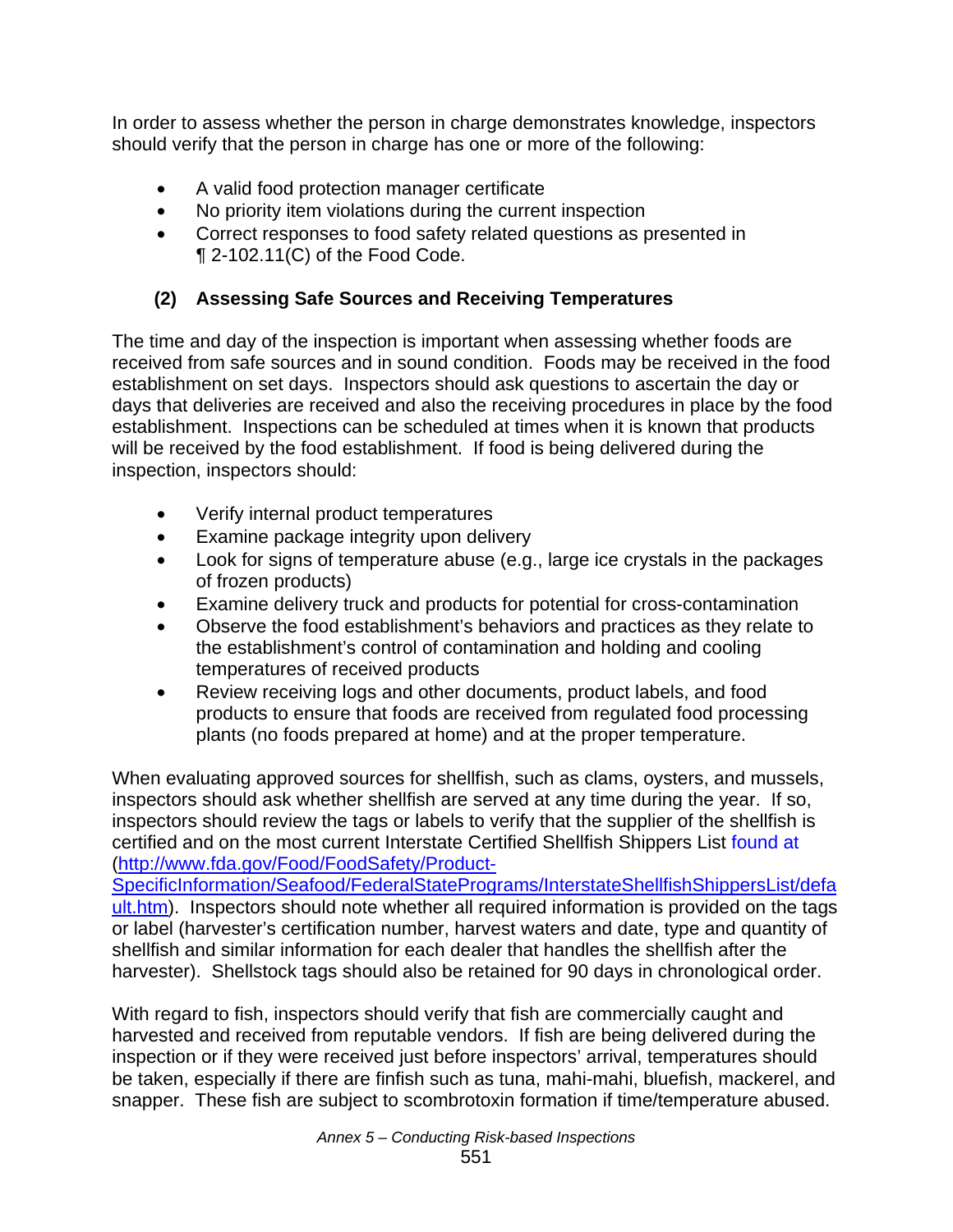In order to assess whether the person in charge demonstrates knowledge, inspectors should verify that the person in charge has one or more of the following:

- A valid food protection manager certificate
- No priority item violations during the current inspection
- Correct responses to food safety related questions as presented in ¶ 2-102.11(C) of the Food Code.

### (2) Assessing Safe Sources and Receiving Temperatures

The time and day of the inspection is important when assessing whether foods are received from safe sources and in sound condition. Foods may be received in the food establishment on set days. Inspectors should ask questions to ascertain the day or days that deliveries are received and also the receiving procedures in place by the food establishment. Inspections can be scheduled at times when it is known that products will be received by the food establishment. If food is being delivered during the inspection, inspectors should:

- Verify internal product temperatures
- Examine package integrity upon delivery
- Look for signs of temperature abuse (e.g., large ice crystals in the packages of frozen products)
- Examine delivery truck and products for potential for cross-contamination
- Observe the food establishment's behaviors and practices as they relate to the establishment's control of contamination and holding and cooling temperatures of received products
- Review receiving logs and other documents, product labels, and food products to ensure that foods are received from regulated food processing plants (no foods prepared at home) and at the proper temperature.

When evaluating approved sources for shellfish, such as clams, oysters, and mussels, inspectors should ask whether shellfish are served at any time during the year. If so, inspectors should review the tags or labels to verify that the supplier of the shellfish is certified and on the most current Interstate Certified Shellfish Shippers List found at (http://www.fda.gov/Food/FoodSafety/Product-SpecificInformation/Seafood/FederalStatePrograms/InterstateShellfishShippersList/default.htm). Inspectors should note whether all required information is provided on the tags or label (harvester's certification number, harvest waters and date, type and quantity of shellfish and similar information for each dealer that handles the shellfish after the harvester). Shellstock tags should also be retained for 90 days in chronological order.

With regard to fish, inspectors should verify that fish are commercially caught and harvested and received from reputable vendors. If fish are being delivered during the inspection or if they were received just before inspectors' arrival, temperatures should be taken, especially if there are finfish such as tuna, mahi-mahi, bluefish, mackerel, and snapper. These fish are subject to scombrotoxin formation if time/temperature abused.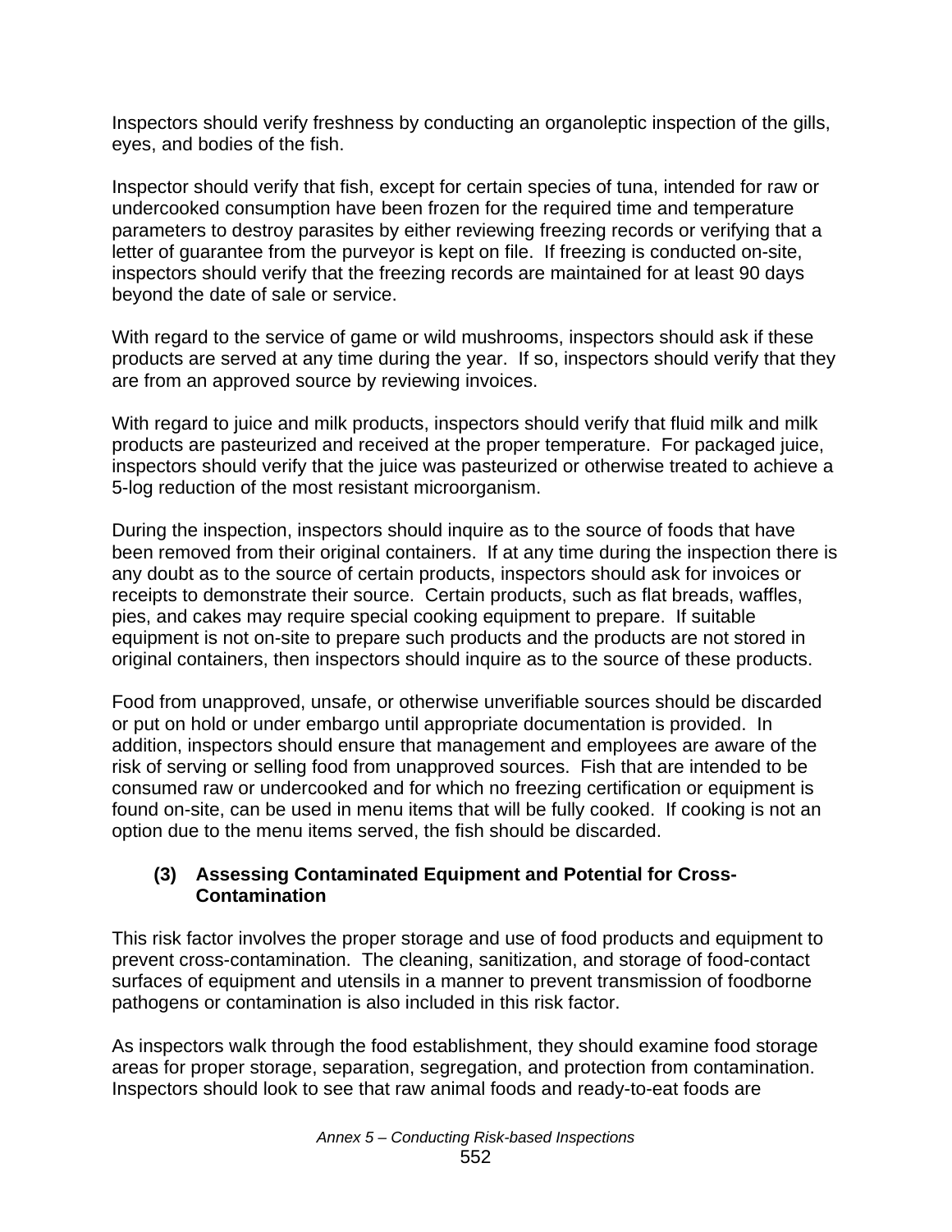Inspectors should verify freshness by conducting an organoleptic inspection of the gills, eyes, and bodies of the fish.

Inspector should verify that fish, except for certain species of tuna, intended for raw or undercooked consumption have been frozen for the required time and temperature parameters to destroy parasites by either reviewing freezing records or verifying that a letter of guarantee from the purveyor is kept on file. If freezing is conducted on-site, inspectors should verify that the freezing records are maintained for at least 90 days beyond the date of sale or service.

With regard to the service of game or wild mushrooms, inspectors should ask if these products are served at any time during the year. If so, inspectors should verify that they are from an approved source by reviewing invoices.

With regard to juice and milk products, inspectors should verify that fluid milk and milk products are pasteurized and received at the proper temperature. For packaged juice, inspectors should verify that the juice was pasteurized or otherwise treated to achieve a 5-log reduction of the most resistant microorganism.

During the inspection, inspectors should inquire as to the source of foods that have been removed from their original containers. If at any time during the inspection there is any doubt as to the source of certain products, inspectors should ask for invoices or receipts to demonstrate their source. Certain products, such as flat breads, waffles, pies, and cakes may require special cooking equipment to prepare. If suitable equipment is not on-site to prepare such products and the products are not stored in original containers, then inspectors should inquire as to the source of these products.

Food from unapproved, unsafe, or otherwise unverifiable sources should be discarded or put on hold or under embargo until appropriate documentation is provided. In addition, inspectors should ensure that management and employees are aware of the risk of serving or selling food from unapproved sources. Fish that are intended to be consumed raw or undercooked and for which no freezing certification or equipment is found on-site, can be used in menu items that will be fully cooked. If cooking is not an option due to the menu items served, the fish should be discarded.

### (3) Assessing Contaminated Equipment and Potential for Cross-Contamination

This risk factor involves the proper storage and use of food products and equipment to prevent cross-contamination. The cleaning, sanitization, and storage of food-contact surfaces of equipment and utensils in a manner to prevent transmission of foodborne pathogens or contamination is also included in this risk factor.

As inspectors walk through the food establishment, they should examine food storage areas for proper storage, separation, segregation, and protection from contamination. Inspectors should look to see that raw animal foods and ready-to-eat foods are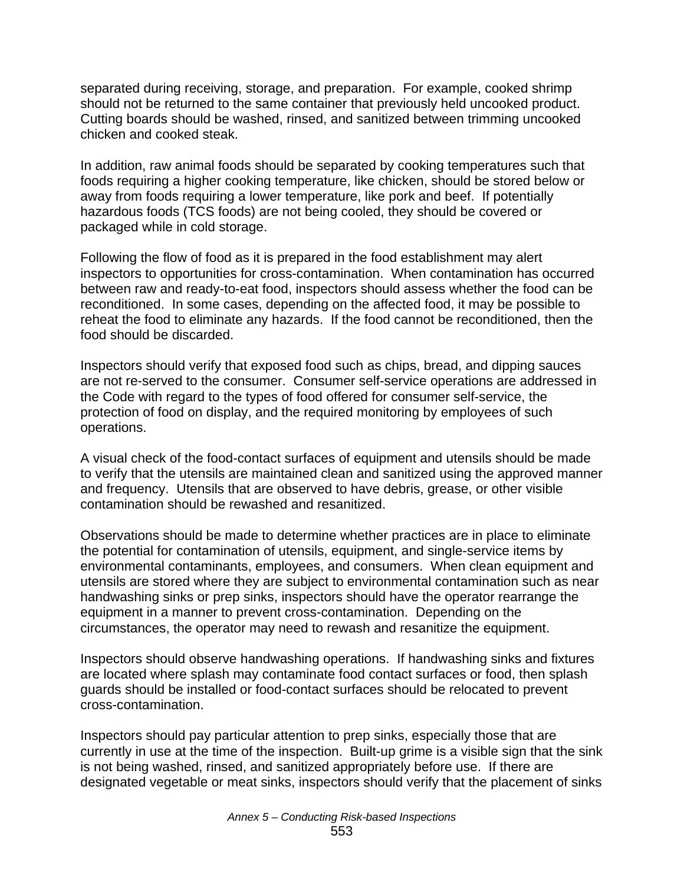separated during receiving, storage, and preparation. For example, cooked shrimp should not be returned to the same container that previously held uncooked product. Cutting boards should be washed, rinsed, and sanitized between trimming uncooked chicken and cooked steak.

In addition, raw animal foods should be separated by cooking temperatures such that foods requiring a higher cooking temperature, like chicken, should be stored below or away from foods requiring a lower temperature, like pork and beef. If potentially hazardous foods (TCS foods) are not being cooled, they should be covered or packaged while in cold storage.

Following the flow of food as it is prepared in the food establishment may alert inspectors to opportunities for cross-contamination. When contamination has occurred between raw and ready-to-eat food, inspectors should assess whether the food can be reconditioned. In some cases, depending on the affected food, it may be possible to reheat the food to eliminate any hazards. If the food cannot be reconditioned, then the food should be discarded.

Inspectors should verify that exposed food such as chips, bread, and dipping sauces are not re-served to the consumer. Consumer self-service operations are addressed in the Code with regard to the types of food offered for consumer self-service, the protection of food on display, and the required monitoring by employees of such operations.

A visual check of the food-contact surfaces of equipment and utensils should be made to verify that the utensils are maintained clean and sanitized using the approved manner and frequency. Utensils that are observed to have debris, grease, or other visible contamination should be rewashed and resanitized.

Observations should be made to determine whether practices are in place to eliminate the potential for contamination of utensils, equipment, and single-service items by environmental contaminants, employees, and consumers. When clean equipment and utensils are stored where they are subject to environmental contamination such as near handwashing sinks or prep sinks, inspectors should have the operator rearrange the equipment in a manner to prevent cross-contamination. Depending on the circumstances, the operator may need to rewash and resanitize the equipment.

Inspectors should observe handwashing operations. If handwashing sinks and fixtures are located where splash may contaminate food contact surfaces or food, then splash guards should be installed or food-contact surfaces should be relocated to prevent cross-contamination.

Inspectors should pay particular attention to prep sinks, especially those that are currently in use at the time of the inspection. Built-up grime is a visible sign that the sink is not being washed, rinsed, and sanitized appropriately before use. If there are designated vegetable or meat sinks, inspectors should verify that the placement of sinks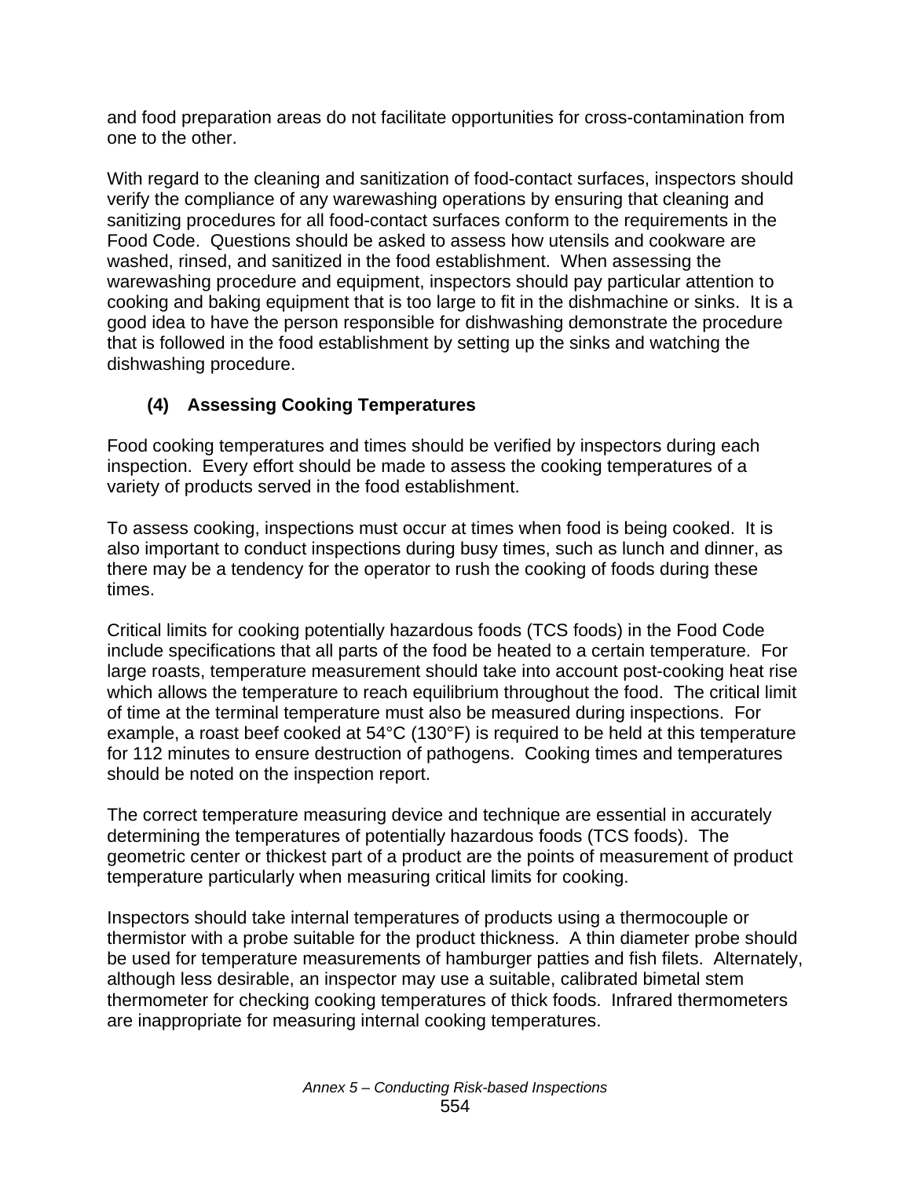and food preparation areas do not facilitate opportunities for cross-contamination from one to the other.

With regard to the cleaning and sanitization of food-contact surfaces, inspectors should verify the compliance of any warewashing operations by ensuring that cleaning and sanitizing procedures for all food-contact surfaces conform to the requirements in the Food Code. Questions should be asked to assess how utensils and cookware are washed, rinsed, and sanitized in the food establishment. When assessing the warewashing procedure and equipment, inspectors should pay particular attention to cooking and baking equipment that is too large to fit in the dishmachine or sinks. It is a good idea to have the person responsible for dishwashing demonstrate the procedure that is followed in the food establishment by setting up the sinks and watching the dishwashing procedure.

### (4) Assessing Cooking Temperatures

Food cooking temperatures and times should be verified by inspectors during each inspection. Every effort should be made to assess the cooking temperatures of a variety of products served in the food establishment.

To assess cooking, inspections must occur at times when food is being cooked. It is also important to conduct inspections during busy times, such as lunch and dinner, as there may be a tendency for the operator to rush the cooking of foods during these times.

Critical limits for cooking potentially hazardous foods (TCS foods) in the Food Code include specifications that all parts of the food be heated to a certain temperature. For large roasts, temperature measurement should take into account post-cooking heat rise which allows the temperature to reach equilibrium throughout the food. The critical limit of time at the terminal temperature must also be measured during inspections. For example, a roast beef cooked at 54°C (130°F) is required to be held at this temperature for 112 minutes to ensure destruction of pathogens. Cooking times and temperatures should be noted on the inspection report.

The correct temperature measuring device and technique are essential in accurately determining the temperatures of potentially hazardous foods (TCS foods). The geometric center or thickest part of a product are the points of measurement of product temperature particularly when measuring critical limits for cooking.

Inspectors should take internal temperatures of products using a thermocouple or thermistor with a probe suitable for the product thickness. A thin diameter probe should be used for temperature measurements of hamburger patties and fish filets. Alternately, although less desirable, an inspector may use a suitable, calibrated bimetal stem thermometer for checking cooking temperatures of thick foods. Infrared thermometers are inappropriate for measuring internal cooking temperatures.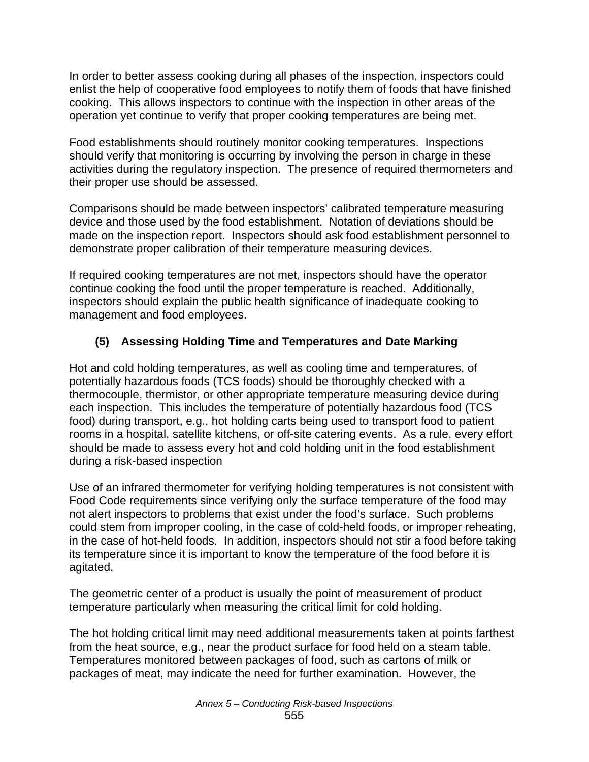In order to better assess cooking during all phases of the inspection, inspectors could enlist the help of cooperative food employees to notify them of foods that have finished cooking. This allows inspectors to continue with the inspection in other areas of the operation yet continue to verify that proper cooking temperatures are being met.

Food establishments should routinely monitor cooking temperatures. Inspections should verify that monitoring is occurring by involving the person in charge in these activities during the regulatory inspection. The presence of required thermometers and their proper use should be assessed.

Comparisons should be made between inspectors' calibrated temperature measuring device and those used by the food establishment. Notation of deviations should be made on the inspection report. Inspectors should ask food establishment personnel to demonstrate proper calibration of their temperature measuring devices.

If required cooking temperatures are not met, inspectors should have the operator continue cooking the food until the proper temperature is reached. Additionally, inspectors should explain the public health significance of inadequate cooking to management and food employees.

### (5) Assessing Holding Time and Temperatures and Date Marking

Hot and cold holding temperatures, as well as cooling time and temperatures, of potentially hazardous foods (TCS foods) should be thoroughly checked with a thermocouple, thermistor, or other appropriate temperature measuring device during each inspection. This includes the temperature of potentially hazardous food (TCS food) during transport, e.g., hot holding carts being used to transport food to patient rooms in a hospital, satellite kitchens, or off-site catering events. As a rule, every effort should be made to assess every hot and cold holding unit in the food establishment during a risk-based inspection

Use of an infrared thermometer for verifying holding temperatures is not consistent with Food Code requirements since verifying only the surface temperature of the food may not alert inspectors to problems that exist under the food's surface. Such problems could stem from improper cooling, in the case of cold-held foods, or improper reheating, in the case of hot-held foods. In addition, inspectors should not stir a food before taking its temperature since it is important to know the temperature of the food before it is agitated.

The geometric center of a product is usually the point of measurement of product temperature particularly when measuring the critical limit for cold holding.

The hot holding critical limit may need additional measurements taken at points farthest from the heat source, e.g., near the product surface for food held on a steam table. Temperatures monitored between packages of food, such as cartons of milk or packages of meat, may indicate the need for further examination. However, the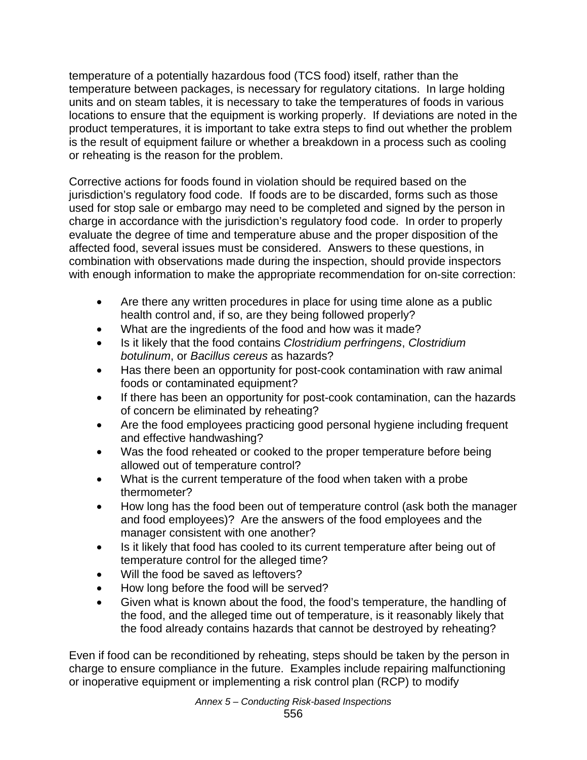temperature of a potentially hazardous food (TCS food) itself, rather than the temperature between packages, is necessary for regulatory citations. In large holding units and on steam tables, it is necessary to take the temperatures of foods in various locations to ensure that the equipment is working properly. If deviations are noted in the product temperatures, it is important to take extra steps to find out whether the problem is the result of equipment failure or whether a breakdown in a process such as cooling or reheating is the reason for the problem.

Corrective actions for foods found in violation should be required based on the jurisdiction's regulatory food code. If foods are to be discarded, forms such as those used for stop sale or embargo may need to be completed and signed by the person in charge in accordance with the jurisdiction's regulatory food code. In order to properly evaluate the degree of time and temperature abuse and the proper disposition of the affected food, several issues must be considered. Answers to these questions, in combination with observations made during the inspection, should provide inspectors with enough information to make the appropriate recommendation for on-site correction:

- Are there any written procedures in place for using time alone as a public health control and, if so, are they being followed properly?
- What are the ingredients of the food and how was it made?
- Is it likely that the food contains *Clostridium perfringens*, *Clostridium botulinum*, or *Bacillus cereus* as hazards?
- Has there been an opportunity for post-cook contamination with raw animal foods or contaminated equipment?
- If there has been an opportunity for post-cook contamination, can the hazards of concern be eliminated by reheating?
- Are the food employees practicing good personal hygiene including frequent and effective handwashing?
- Was the food reheated or cooked to the proper temperature before being allowed out of temperature control?
- What is the current temperature of the food when taken with a probe thermometer?
- How long has the food been out of temperature control (ask both the manager and food employees)? Are the answers of the food employees and the manager consistent with one another?
- Is it likely that food has cooled to its current temperature after being out of temperature control for the alleged time?
- Will the food be saved as leftovers?
- How long before the food will be served?
- Given what is known about the food, the food's temperature, the handling of the food, and the alleged time out of temperature, is it reasonably likely that the food already contains hazards that cannot be destroyed by reheating?

Even if food can be reconditioned by reheating, steps should be taken by the person in charge to ensure compliance in the future. Examples include repairing malfunctioning or inoperative equipment or implementing a risk control plan (RCP) to modify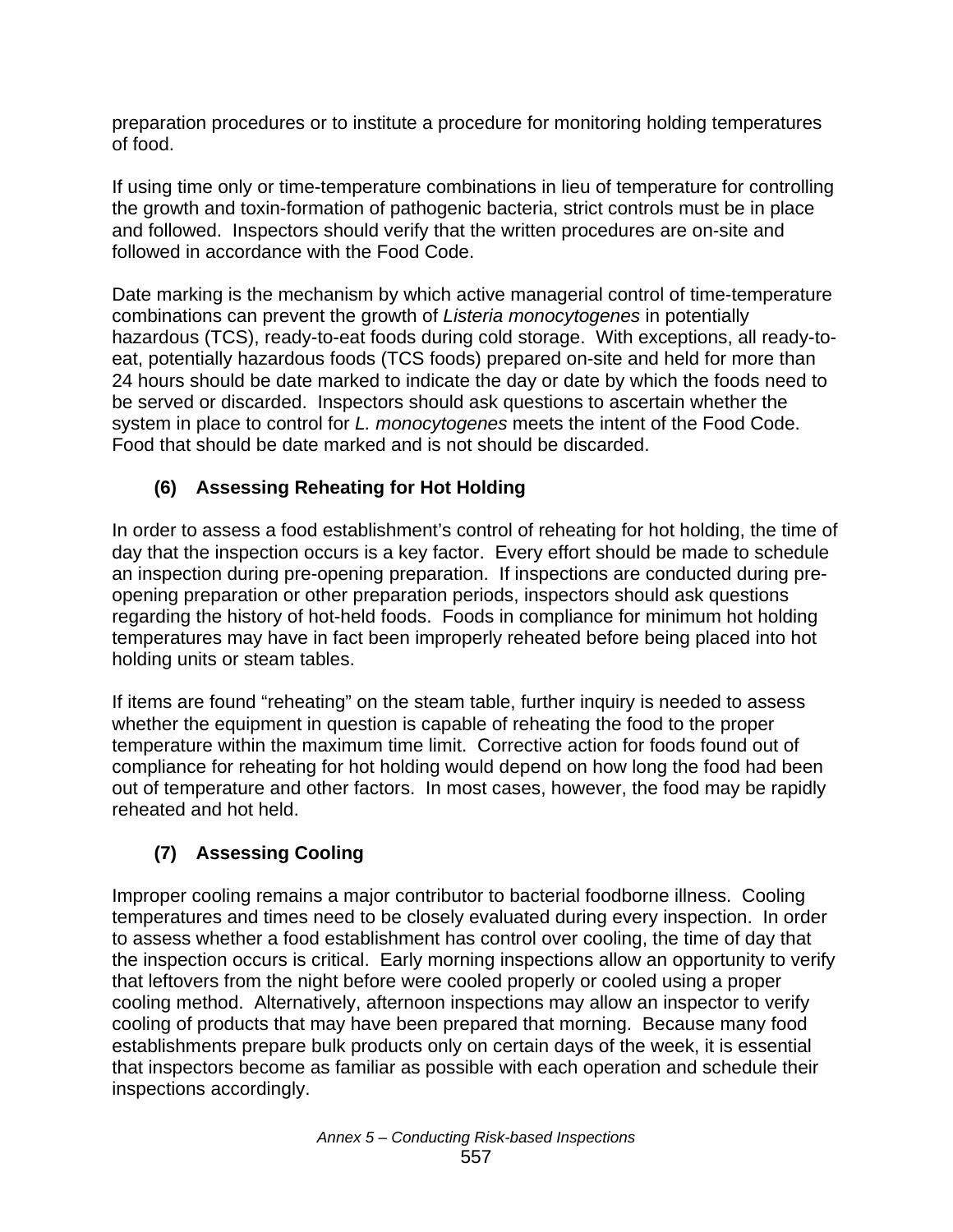preparation procedures or to institute a procedure for monitoring holding temperatures of food.

If using time only or time-temperature combinations in lieu of temperature for controlling the growth and toxin-formation of pathogenic bacteria, strict controls must be in place and followed. Inspectors should verify that the written procedures are on-site and followed in accordance with the Food Code.

Date marking is the mechanism by which active managerial control of time-temperature combinations can prevent the growth of *Listeria monocytogenes* in potentially hazardous (TCS), ready-to-eat foods during cold storage. With exceptions, all ready-to-eat, potentially hazardous foods (TCS foods) prepared on-site and held for more than 24 hours should be date marked to indicate the day or date by which the foods need to be served or discarded. Inspectors should ask questions to ascertain whether the system in place to control for *L. monocytogenes* meets the intent of the Food Code. Food that should be date marked and is not should be discarded.

### (6) Assessing Reheating for Hot Holding

In order to assess a food establishment's control of reheating for hot holding, the time of day that the inspection occurs is a key factor. Every effort should be made to schedule an inspection during pre-opening preparation. If inspections are conducted during pre-opening preparation or other preparation periods, inspectors should ask questions regarding the history of hot-held foods. Foods in compliance for minimum hot holding temperatures may have in fact been improperly reheated before being placed into hot holding units or steam tables.

If items are found "reheating" on the steam table, further inquiry is needed to assess whether the equipment in question is capable of reheating the food to the proper temperature within the maximum time limit. Corrective action for foods found out of compliance for reheating for hot holding would depend on how long the food had been out of temperature and other factors. In most cases, however, the food may be rapidly reheated and hot held.

### (7) Assessing Cooling

Improper cooling remains a major contributor to bacterial foodborne illness. Cooling temperatures and times need to be closely evaluated during every inspection. In order to assess whether a food establishment has control over cooling, the time of day that the inspection occurs is critical. Early morning inspections allow an opportunity to verify that leftovers from the night before were cooled properly or cooled using a proper cooling method. Alternatively, afternoon inspections may allow an inspector to verify cooling of products that may have been prepared that morning. Because many food establishments prepare bulk products only on certain days of the week, it is essential that inspectors become as familiar as possible with each operation and schedule their inspections accordingly.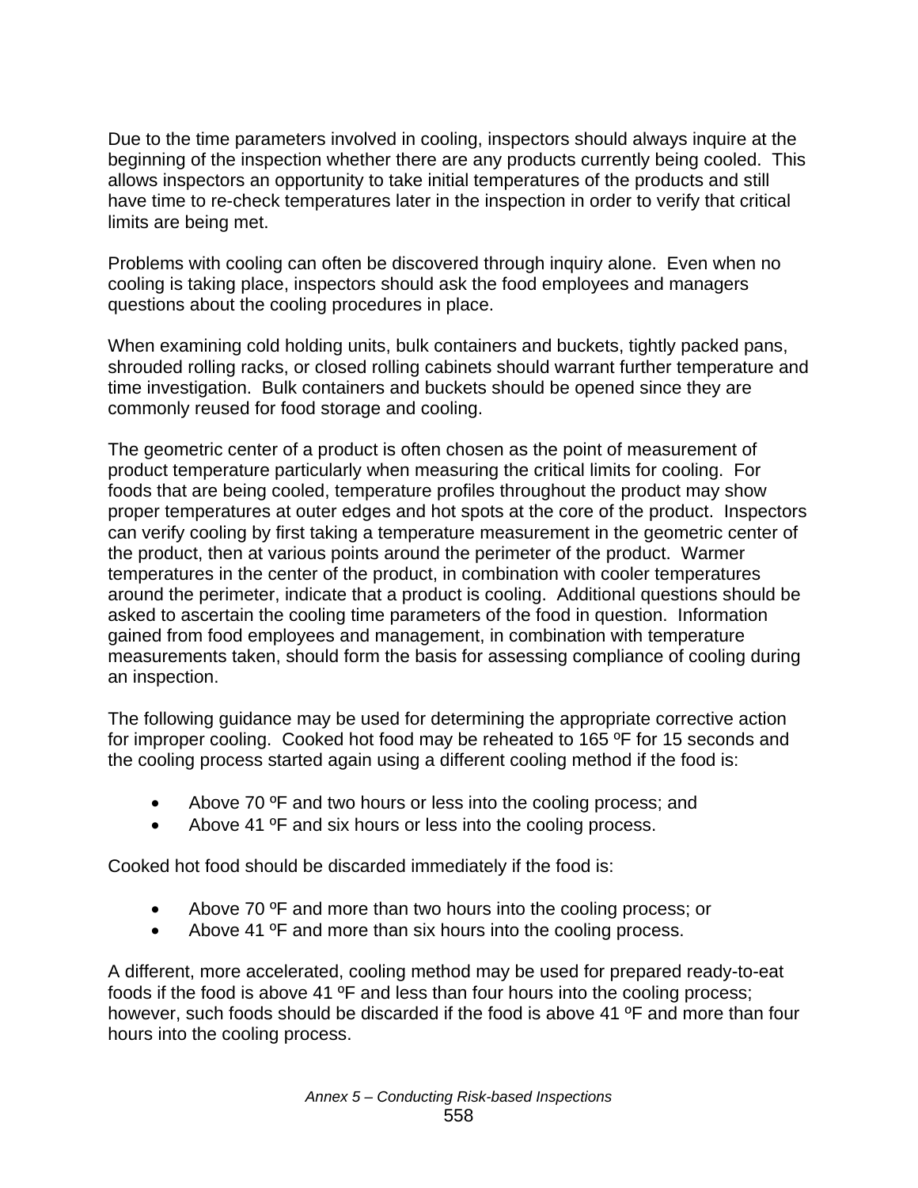Due to the time parameters involved in cooling, inspectors should always inquire at the beginning of the inspection whether there are any products currently being cooled. This allows inspectors an opportunity to take initial temperatures of the products and still have time to re-check temperatures later in the inspection in order to verify that critical limits are being met.

Problems with cooling can often be discovered through inquiry alone. Even when no cooling is taking place, inspectors should ask the food employees and managers questions about the cooling procedures in place.

When examining cold holding units, bulk containers and buckets, tightly packed pans, shrouded rolling racks, or closed rolling cabinets should warrant further temperature and time investigation. Bulk containers and buckets should be opened since they are commonly reused for food storage and cooling.

The geometric center of a product is often chosen as the point of measurement of product temperature particularly when measuring the critical limits for cooling. For foods that are being cooled, temperature profiles throughout the product may show proper temperatures at outer edges and hot spots at the core of the product. Inspectors can verify cooling by first taking a temperature measurement in the geometric center of the product, then at various points around the perimeter of the product. Warmer temperatures in the center of the product, in combination with cooler temperatures around the perimeter, indicate that a product is cooling. Additional questions should be asked to ascertain the cooling time parameters of the food in question. Information gained from food employees and management, in combination with temperature measurements taken, should form the basis for assessing compliance of cooling during an inspection.

The following guidance may be used for determining the appropriate corrective action for improper cooling. Cooked hot food may be reheated to 165 ºF for 15 seconds and the cooling process started again using a different cooling method if the food is:

- Above 70 ºF and two hours or less into the cooling process; and
- Above 41 ºF and six hours or less into the cooling process.

Cooked hot food should be discarded immediately if the food is:

- Above 70 ºF and more than two hours into the cooling process; or
- Above 41 ºF and more than six hours into the cooling process.

A different, more accelerated, cooling method may be used for prepared ready-to-eat foods if the food is above 41 ºF and less than four hours into the cooling process; however, such foods should be discarded if the food is above 41 ºF and more than four hours into the cooling process.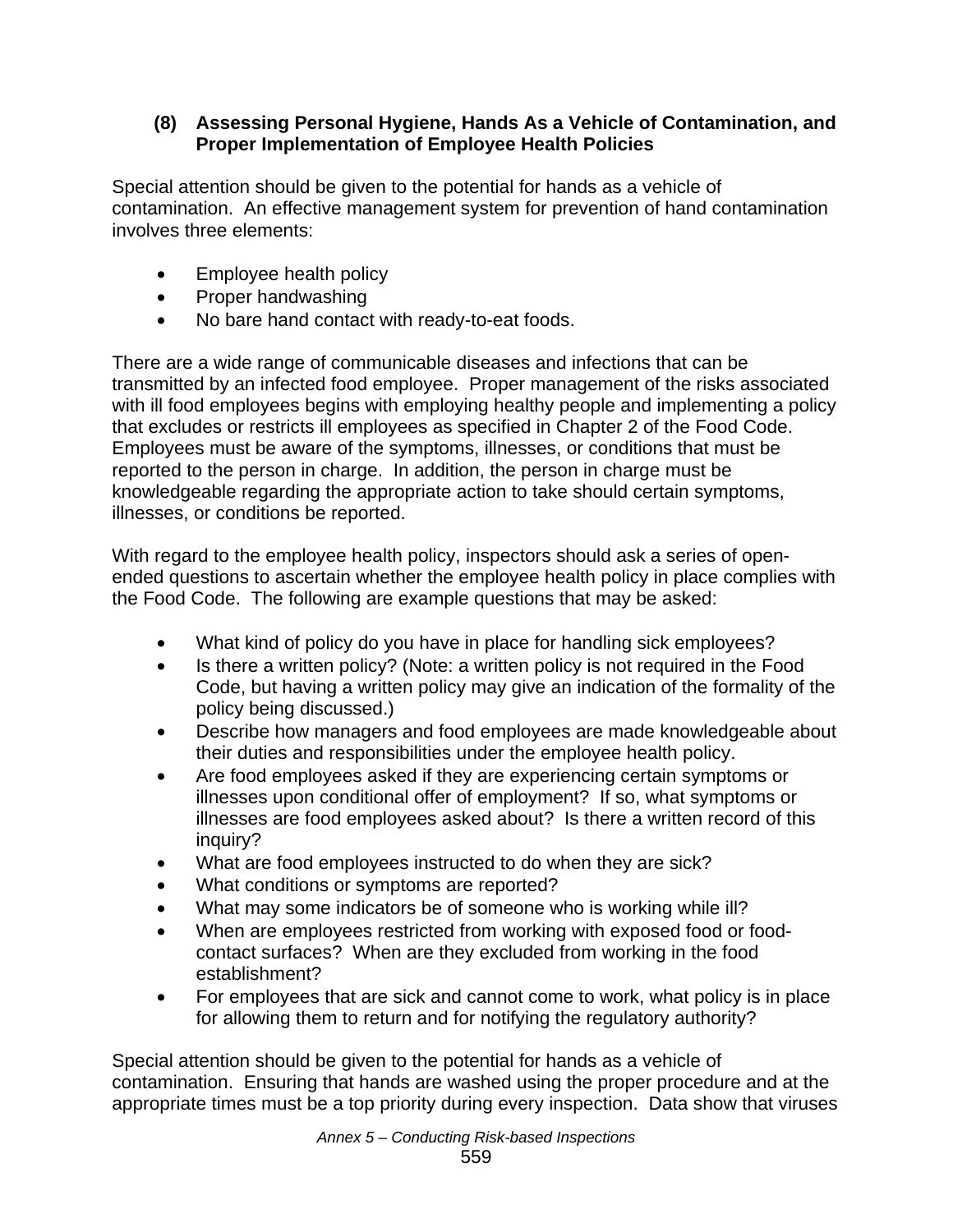### (8) Assessing Personal Hygiene, Hands As a Vehicle of Contamination, and Proper Implementation of Employee Health Policies

Special attention should be given to the potential for hands as a vehicle of contamination. An effective management system for prevention of hand contamination involves three elements:

- Employee health policy
- Proper handwashing
- No bare hand contact with ready-to-eat foods.

There are a wide range of communicable diseases and infections that can be transmitted by an infected food employee. Proper management of the risks associated with ill food employees begins with employing healthy people and implementing a policy that excludes or restricts ill employees as specified in Chapter 2 of the Food Code. Employees must be aware of the symptoms, illnesses, or conditions that must be reported to the person in charge. In addition, the person in charge must be knowledgeable regarding the appropriate action to take should certain symptoms, illnesses, or conditions be reported.

With regard to the employee health policy, inspectors should ask a series of open-ended questions to ascertain whether the employee health policy in place complies with the Food Code. The following are example questions that may be asked:

- What kind of policy do you have in place for handling sick employees?
- Is there a written policy? (Note: a written policy is not required in the Food Code, but having a written policy may give an indication of the formality of the policy being discussed.)
- Describe how managers and food employees are made knowledgeable about their duties and responsibilities under the employee health policy.
- Are food employees asked if they are experiencing certain symptoms or illnesses upon conditional offer of employment? If so, what symptoms or illnesses are food employees asked about? Is there a written record of this inquiry?
- What are food employees instructed to do when they are sick?
- What conditions or symptoms are reported?
- What may some indicators be of someone who is working while ill?
- When are employees restricted from working with exposed food or food-contact surfaces? When are they excluded from working in the food establishment?
- For employees that are sick and cannot come to work, what policy is in place for allowing them to return and for notifying the regulatory authority?

Special attention should be given to the potential for hands as a vehicle of contamination. Ensuring that hands are washed using the proper procedure and at the appropriate times must be a top priority during every inspection. Data show that viruses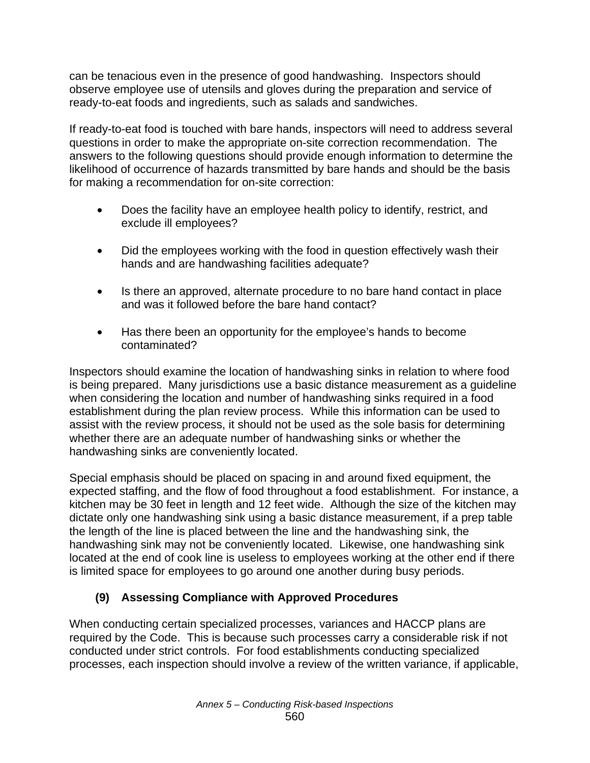can be tenacious even in the presence of good handwashing. Inspectors should observe employee use of utensils and gloves during the preparation and service of ready-to-eat foods and ingredients, such as salads and sandwiches.

If ready-to-eat food is touched with bare hands, inspectors will need to address several questions in order to make the appropriate on-site correction recommendation. The answers to the following questions should provide enough information to determine the likelihood of occurrence of hazards transmitted by bare hands and should be the basis for making a recommendation for on-site correction:

- Does the facility have an employee health policy to identify, restrict, and exclude ill employees?
- Did the employees working with the food in question effectively wash their hands and are handwashing facilities adequate?
- Is there an approved, alternate procedure to no bare hand contact in place and was it followed before the bare hand contact?
- Has there been an opportunity for the employee's hands to become contaminated?

Inspectors should examine the location of handwashing sinks in relation to where food is being prepared. Many jurisdictions use a basic distance measurement as a guideline when considering the location and number of handwashing sinks required in a food establishment during the plan review process. While this information can be used to assist with the review process, it should not be used as the sole basis for determining whether there are an adequate number of handwashing sinks or whether the handwashing sinks are conveniently located.

Special emphasis should be placed on spacing in and around fixed equipment, the expected staffing, and the flow of food throughout a food establishment. For instance, a kitchen may be 30 feet in length and 12 feet wide. Although the size of the kitchen may dictate only one handwashing sink using a basic distance measurement, if a prep table the length of the line is placed between the line and the handwashing sink, the handwashing sink may not be conveniently located. Likewise, one handwashing sink located at the end of cook line is useless to employees working at the other end if there is limited space for employees to go around one another during busy periods.

### (9) Assessing Compliance with Approved Procedures

When conducting certain specialized processes, variances and HACCP plans are required by the Code. This is because such processes carry a considerable risk if not conducted under strict controls. For food establishments conducting specialized processes, each inspection should involve a review of the written variance, if applicable,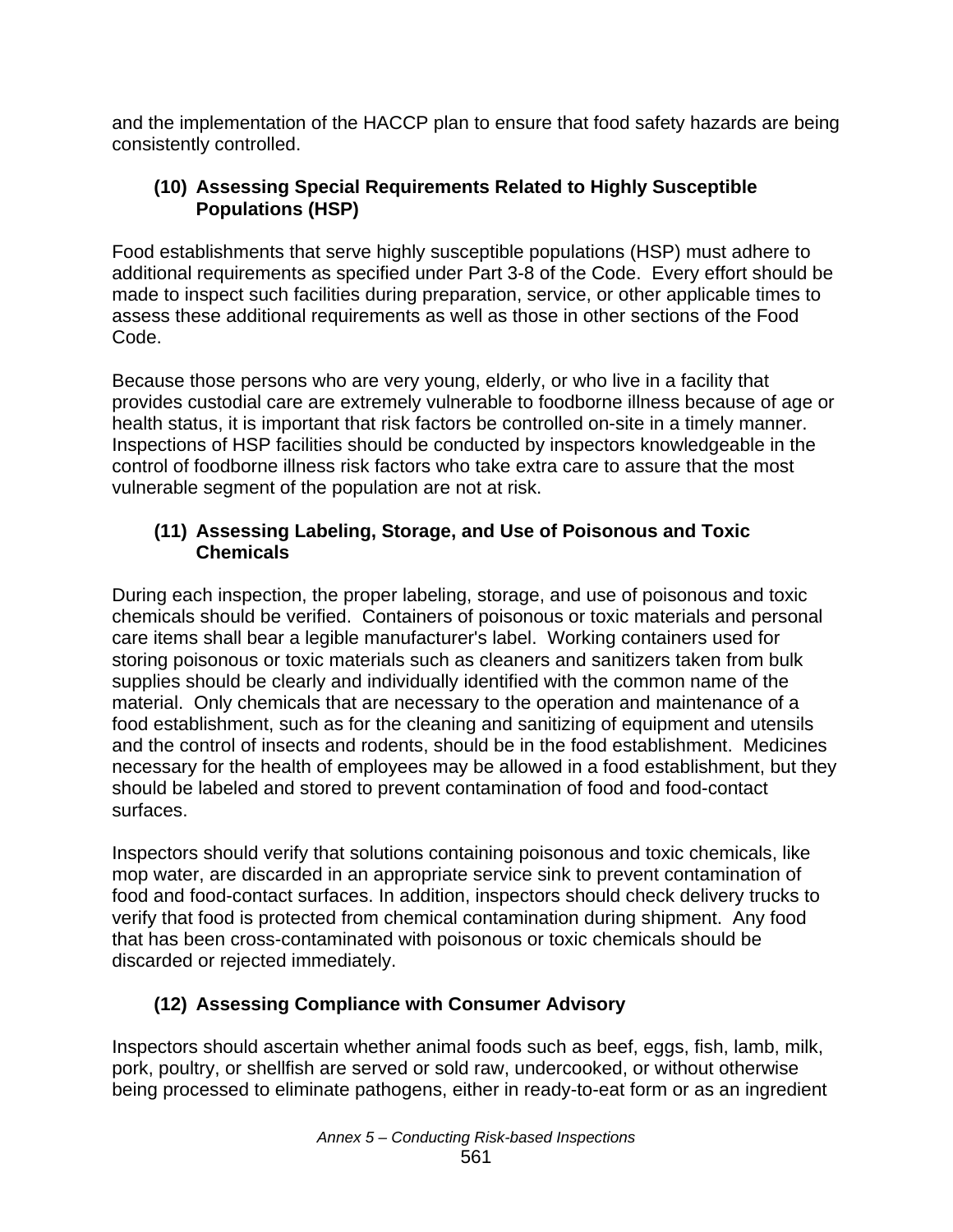and the implementation of the HACCP plan to ensure that food safety hazards are being consistently controlled.

#### (10) Assessing Special Requirements Related to Highly Susceptible Populations (HSP)

Food establishments that serve highly susceptible populations (HSP) must adhere to additional requirements as specified under Part 3-8 of the Code. Every effort should be made to inspect such facilities during preparation, service, or other applicable times to assess these additional requirements as well as those in other sections of the Food Code.

Because those persons who are very young, elderly, or who live in a facility that provides custodial care are extremely vulnerable to foodborne illness because of age or health status, it is important that risk factors be controlled on-site in a timely manner. Inspections of HSP facilities should be conducted by inspectors knowledgeable in the control of foodborne illness risk factors who take extra care to assure that the most vulnerable segment of the population are not at risk.

#### (11) Assessing Labeling, Storage, and Use of Poisonous and Toxic Chemicals

During each inspection, the proper labeling, storage, and use of poisonous and toxic chemicals should be verified. Containers of poisonous or toxic materials and personal care items shall bear a legible manufacturer's label. Working containers used for storing poisonous or toxic materials such as cleaners and sanitizers taken from bulk supplies should be clearly and individually identified with the common name of the material. Only chemicals that are necessary to the operation and maintenance of a food establishment, such as for the cleaning and sanitizing of equipment and utensils and the control of insects and rodents, should be in the food establishment. Medicines necessary for the health of employees may be allowed in a food establishment, but they should be labeled and stored to prevent contamination of food and food-contact surfaces.

Inspectors should verify that solutions containing poisonous and toxic chemicals, like mop water, are discarded in an appropriate service sink to prevent contamination of food and food-contact surfaces. In addition, inspectors should check delivery trucks to verify that food is protected from chemical contamination during shipment. Any food that has been cross-contaminated with poisonous or toxic chemicals should be discarded or rejected immediately.

#### (12) Assessing Compliance with Consumer Advisory

Inspectors should ascertain whether animal foods such as beef, eggs, fish, lamb, milk, pork, poultry, or shellfish are served or sold raw, undercooked, or without otherwise being processed to eliminate pathogens, either in ready-to-eat form or as an ingredient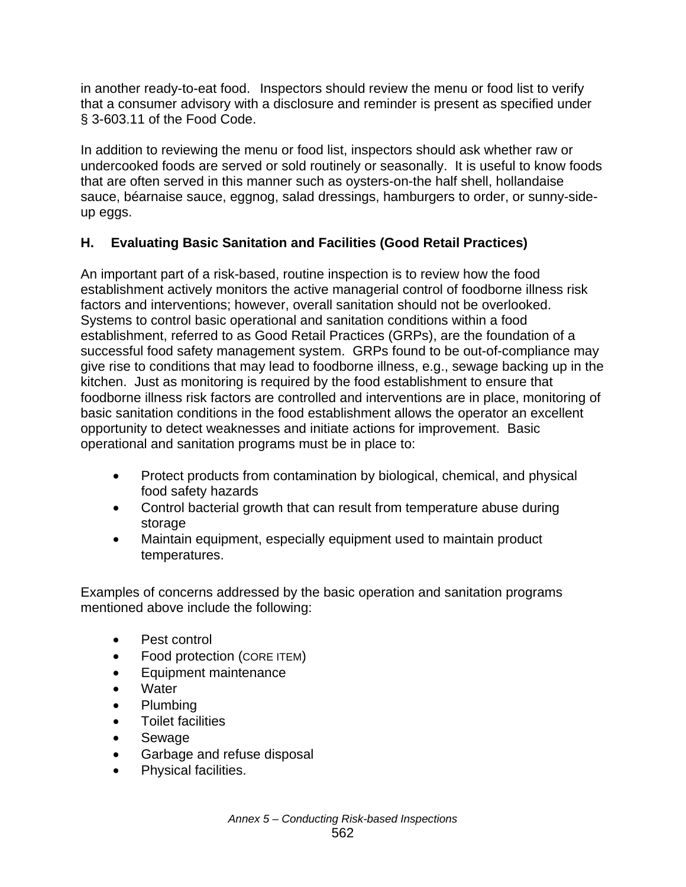in another ready-to-eat food. Inspectors should review the menu or food list to verify that a consumer advisory with a disclosure and reminder is present as specified under § 3-603.11 of the Food Code.

In addition to reviewing the menu or food list, inspectors should ask whether raw or undercooked foods are served or sold routinely or seasonally. It is useful to know foods that are often served in this manner such as oysters-on-the half shell, hollandaise sauce, béarnaise sauce, eggnog, salad dressings, hamburgers to order, or sunny-side-up eggs.

### H. Evaluating Basic Sanitation and Facilities (Good Retail Practices)

An important part of a risk-based, routine inspection is to review how the food establishment actively monitors the active managerial control of foodborne illness risk factors and interventions; however, overall sanitation should not be overlooked. Systems to control basic operational and sanitation conditions within a food establishment, referred to as Good Retail Practices (GRPs), are the foundation of a successful food safety management system. GRPs found to be out-of-compliance may give rise to conditions that may lead to foodborne illness, e.g., sewage backing up in the kitchen. Just as monitoring is required by the food establishment to ensure that foodborne illness risk factors are controlled and interventions are in place, monitoring of basic sanitation conditions in the food establishment allows the operator an excellent opportunity to detect weaknesses and initiate actions for improvement. Basic operational and sanitation programs must be in place to:

- Protect products from contamination by biological, chemical, and physical food safety hazards
- Control bacterial growth that can result from temperature abuse during storage
- Maintain equipment, especially equipment used to maintain product temperatures.

Examples of concerns addressed by the basic operation and sanitation programs mentioned above include the following:

- Pest control
- Food protection (CORE ITEM)
- Equipment maintenance
- Water
- Plumbing
- Toilet facilities
- Sewage
- Garbage and refuse disposal
- Physical facilities.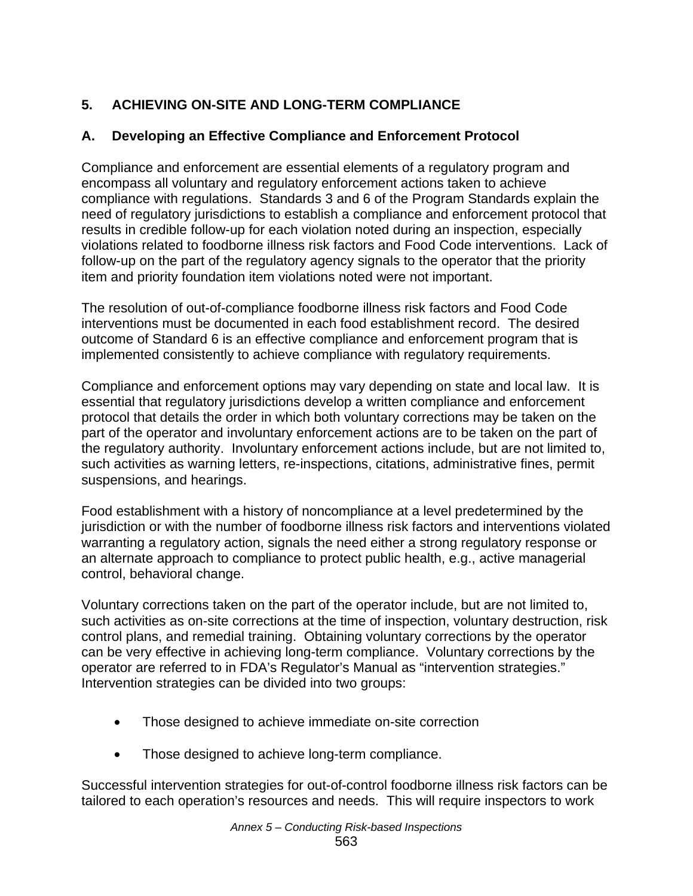## 5. ACHIEVING ON-SITE AND LONG-TERM COMPLIANCE

### A. Developing an Effective Compliance and Enforcement Protocol

Compliance and enforcement are essential elements of a regulatory program and encompass all voluntary and regulatory enforcement actions taken to achieve compliance with regulations. Standards 3 and 6 of the Program Standards explain the need of regulatory jurisdictions to establish a compliance and enforcement protocol that results in credible follow-up for each violation noted during an inspection, especially violations related to foodborne illness risk factors and Food Code interventions. Lack of follow-up on the part of the regulatory agency signals to the operator that the priority item and priority foundation item violations noted were not important.

The resolution of out-of-compliance foodborne illness risk factors and Food Code interventions must be documented in each food establishment record. The desired outcome of Standard 6 is an effective compliance and enforcement program that is implemented consistently to achieve compliance with regulatory requirements.

Compliance and enforcement options may vary depending on state and local law. It is essential that regulatory jurisdictions develop a written compliance and enforcement protocol that details the order in which both voluntary corrections may be taken on the part of the operator and involuntary enforcement actions are to be taken on the part of the regulatory authority. Involuntary enforcement actions include, but are not limited to, such activities as warning letters, re-inspections, citations, administrative fines, permit suspensions, and hearings.

Food establishment with a history of noncompliance at a level predetermined by the jurisdiction or with the number of foodborne illness risk factors and interventions violated warranting a regulatory action, signals the need either a strong regulatory response or an alternate approach to compliance to protect public health, e.g., active managerial control, behavioral change.

Voluntary corrections taken on the part of the operator include, but are not limited to, such activities as on-site corrections at the time of inspection, voluntary destruction, risk control plans, and remedial training. Obtaining voluntary corrections by the operator can be very effective in achieving long-term compliance. Voluntary corrections by the operator are referred to in FDA's Regulator's Manual as "intervention strategies." Intervention strategies can be divided into two groups:

- Those designed to achieve immediate on-site correction
- Those designed to achieve long-term compliance.

Successful intervention strategies for out-of-control foodborne illness risk factors can be tailored to each operation's resources and needs. This will require inspectors to work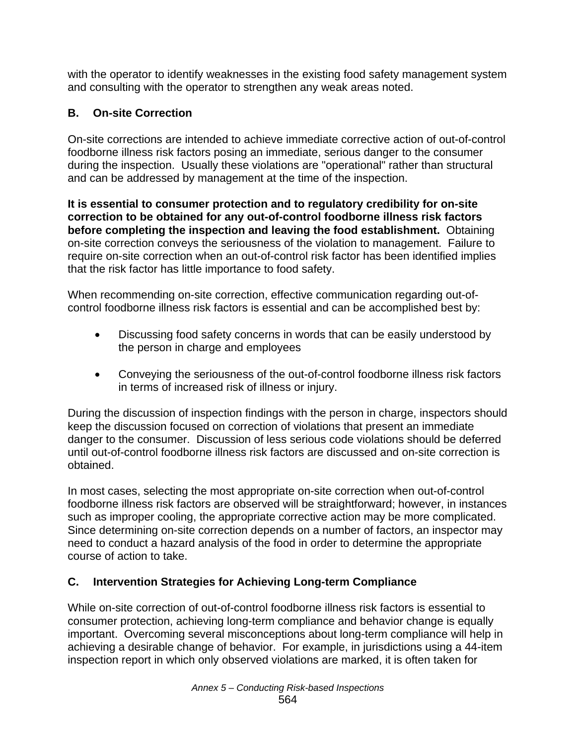with the operator to identify weaknesses in the existing food safety management system and consulting with the operator to strengthen any weak areas noted.

## B. On-site Correction

On-site corrections are intended to achieve immediate corrective action of out-of-control foodborne illness risk factors posing an immediate, serious danger to the consumer during the inspection. Usually these violations are "operational" rather than structural and can be addressed by management at the time of the inspection.

**It is essential to consumer protection and to regulatory credibility for on-site correction to be obtained for any out-of-control foodborne illness risk factors before completing the inspection and leaving the food establishment.** Obtaining on-site correction conveys the seriousness of the violation to management. Failure to require on-site correction when an out-of-control risk factor has been identified implies that the risk factor has little importance to food safety.

When recommending on-site correction, effective communication regarding out-of-control foodborne illness risk factors is essential and can be accomplished best by:

- Discussing food safety concerns in words that can be easily understood by the person in charge and employees
- Conveying the seriousness of the out-of-control foodborne illness risk factors in terms of increased risk of illness or injury.

During the discussion of inspection findings with the person in charge, inspectors should keep the discussion focused on correction of violations that present an immediate danger to the consumer. Discussion of less serious code violations should be deferred until out-of-control foodborne illness risk factors are discussed and on-site correction is obtained.

In most cases, selecting the most appropriate on-site correction when out-of-control foodborne illness risk factors are observed will be straightforward; however, in instances such as improper cooling, the appropriate corrective action may be more complicated. Since determining on-site correction depends on a number of factors, an inspector may need to conduct a hazard analysis of the food in order to determine the appropriate course of action to take.

## C. Intervention Strategies for Achieving Long-term Compliance

While on-site correction of out-of-control foodborne illness risk factors is essential to consumer protection, achieving long-term compliance and behavior change is equally important. Overcoming several misconceptions about long-term compliance will help in achieving a desirable change of behavior. For example, in jurisdictions using a 44-item inspection report in which only observed violations are marked, it is often taken for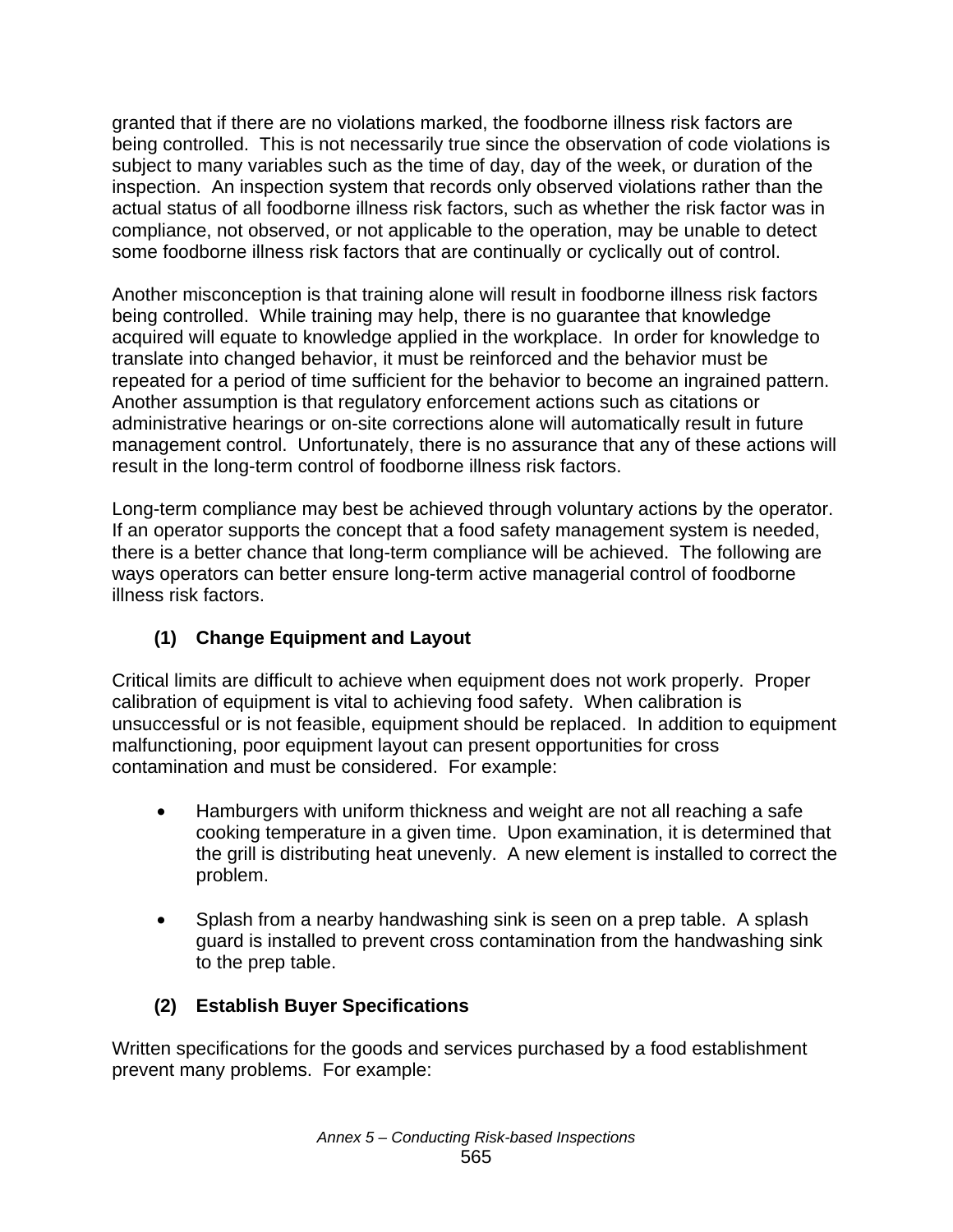granted that if there are no violations marked, the foodborne illness risk factors are being controlled. This is not necessarily true since the observation of code violations is subject to many variables such as the time of day, day of the week, or duration of the inspection. An inspection system that records only observed violations rather than the actual status of all foodborne illness risk factors, such as whether the risk factor was in compliance, not observed, or not applicable to the operation, may be unable to detect some foodborne illness risk factors that are continually or cyclically out of control.

Another misconception is that training alone will result in foodborne illness risk factors being controlled. While training may help, there is no guarantee that knowledge acquired will equate to knowledge applied in the workplace. In order for knowledge to translate into changed behavior, it must be reinforced and the behavior must be repeated for a period of time sufficient for the behavior to become an ingrained pattern. Another assumption is that regulatory enforcement actions such as citations or administrative hearings or on-site corrections alone will automatically result in future management control. Unfortunately, there is no assurance that any of these actions will result in the long-term control of foodborne illness risk factors.

Long-term compliance may best be achieved through voluntary actions by the operator. If an operator supports the concept that a food safety management system is needed, there is a better chance that long-term compliance will be achieved. The following are ways operators can better ensure long-term active managerial control of foodborne illness risk factors.

**(1) Change Equipment and Layout**

Critical limits are difficult to achieve when equipment does not work properly. Proper calibration of equipment is vital to achieving food safety. When calibration is unsuccessful or is not feasible, equipment should be replaced. In addition to equipment malfunctioning, poor equipment layout can present opportunities for cross contamination and must be considered. For example:

- Hamburgers with uniform thickness and weight are not all reaching a safe cooking temperature in a given time. Upon examination, it is determined that the grill is distributing heat unevenly. A new element is installed to correct the problem.

- Splash from a nearby handwashing sink is seen on a prep table. A splash guard is installed to prevent cross contamination from the handwashing sink to the prep table.

**(2) Establish Buyer Specifications**

Written specifications for the goods and services purchased by a food establishment prevent many problems. For example: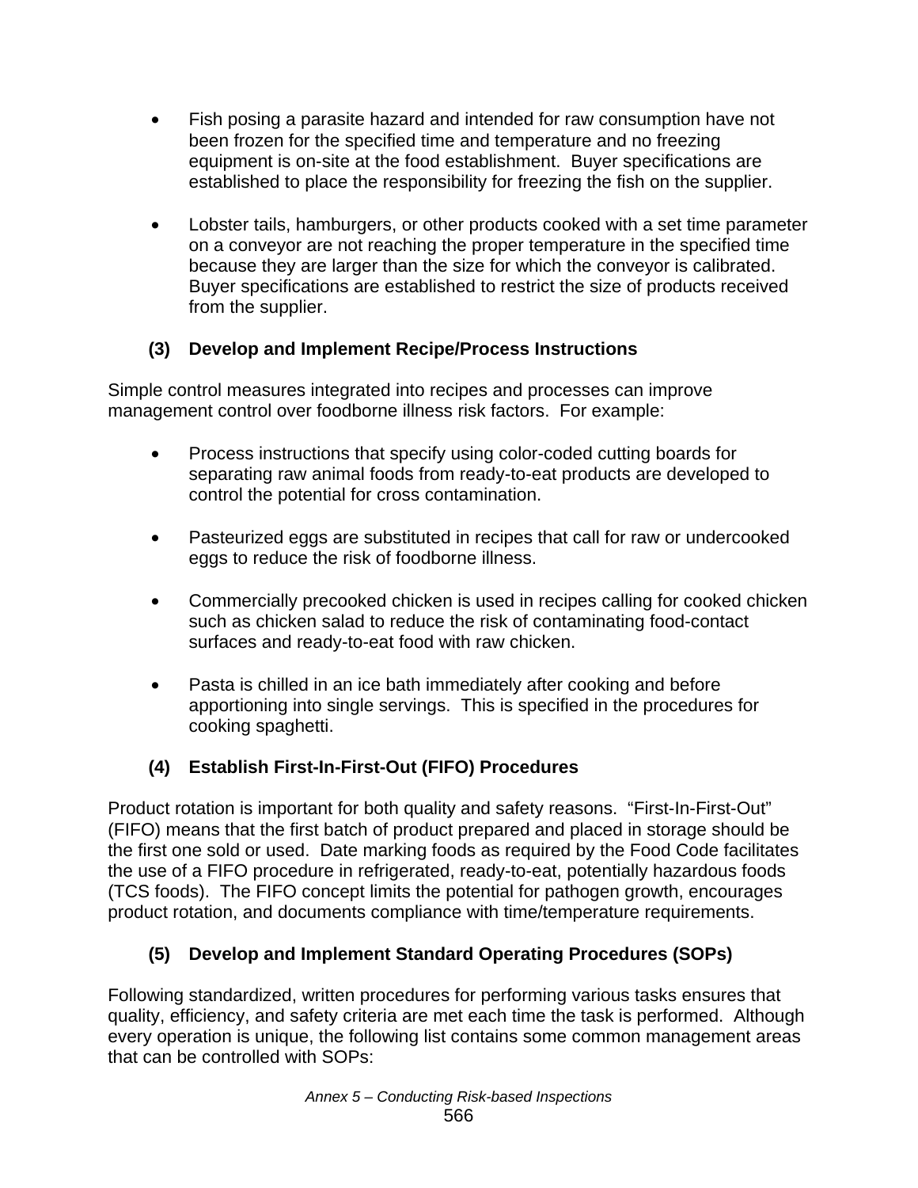- Fish posing a parasite hazard and intended for raw consumption have not been frozen for the specified time and temperature and no freezing equipment is on-site at the food establishment. Buyer specifications are established to place the responsibility for freezing the fish on the supplier.

- Lobster tails, hamburgers, or other products cooked with a set time parameter on a conveyor are not reaching the proper temperature in the specified time because they are larger than the size for which the conveyor is calibrated. Buyer specifications are established to restrict the size of products received from the supplier.

### (3) Develop and Implement Recipe/Process Instructions

Simple control measures integrated into recipes and processes can improve management control over foodborne illness risk factors. For example:

- Process instructions that specify using color-coded cutting boards for separating raw animal foods from ready-to-eat products are developed to control the potential for cross contamination.

- Pasteurized eggs are substituted in recipes that call for raw or undercooked eggs to reduce the risk of foodborne illness.

- Commercially precooked chicken is used in recipes calling for cooked chicken such as chicken salad to reduce the risk of contaminating food-contact surfaces and ready-to-eat food with raw chicken.

- Pasta is chilled in an ice bath immediately after cooking and before apportioning into single servings. This is specified in the procedures for cooking spaghetti.

### (4) Establish First-In-First-Out (FIFO) Procedures

Product rotation is important for both quality and safety reasons. "First-In-First-Out" (FIFO) means that the first batch of product prepared and placed in storage should be the first one sold or used. Date marking foods as required by the Food Code facilitates the use of a FIFO procedure in refrigerated, ready-to-eat, potentially hazardous foods (TCS foods). The FIFO concept limits the potential for pathogen growth, encourages product rotation, and documents compliance with time/temperature requirements.

### (5) Develop and Implement Standard Operating Procedures (SOPs)

Following standardized, written procedures for performing various tasks ensures that quality, efficiency, and safety criteria are met each time the task is performed. Although every operation is unique, the following list contains some common management areas that can be controlled with SOPs: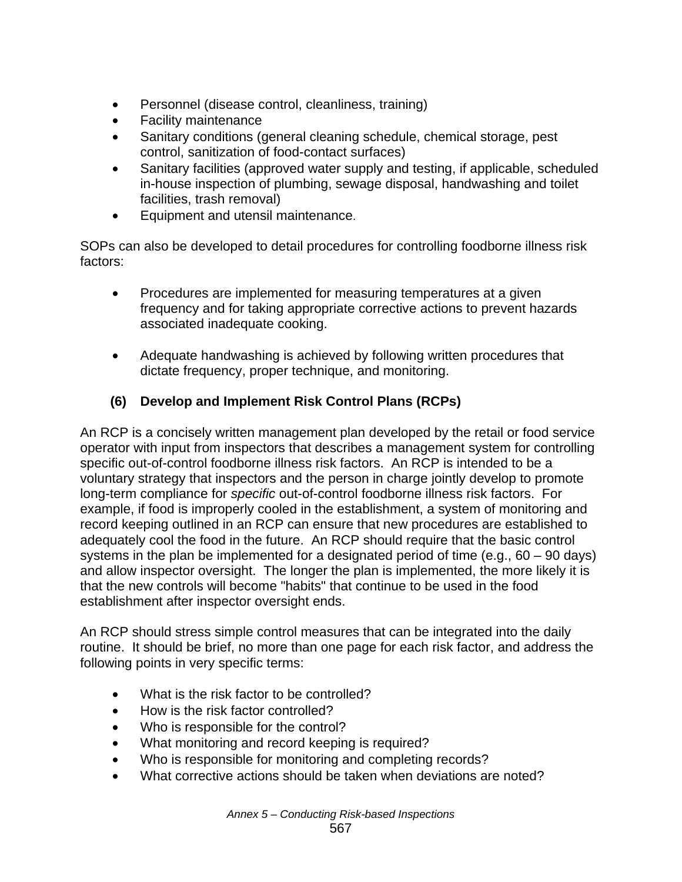- Personnel (disease control, cleanliness, training)
- Facility maintenance
- Sanitary conditions (general cleaning schedule, chemical storage, pest control, sanitization of food-contact surfaces)
- Sanitary facilities (approved water supply and testing, if applicable, scheduled in-house inspection of plumbing, sewage disposal, handwashing and toilet facilities, trash removal)
- Equipment and utensil maintenance.

SOPs can also be developed to detail procedures for controlling foodborne illness risk factors:

- Procedures are implemented for measuring temperatures at a given frequency and for taking appropriate corrective actions to prevent hazards associated inadequate cooking.

- Adequate handwashing is achieved by following written procedures that dictate frequency, proper technique, and monitoring.

### (6) Develop and Implement Risk Control Plans (RCPs)

An RCP is a concisely written management plan developed by the retail or food service operator with input from inspectors that describes a management system for controlling specific out-of-control foodborne illness risk factors. An RCP is intended to be a voluntary strategy that inspectors and the person in charge jointly develop to promote long-term compliance for *specific* out-of-control foodborne illness risk factors. For example, if food is improperly cooled in the establishment, a system of monitoring and record keeping outlined in an RCP can ensure that new procedures are established to adequately cool the food in the future. An RCP should require that the basic control systems in the plan be implemented for a designated period of time (e.g., 60 – 90 days) and allow inspector oversight. The longer the plan is implemented, the more likely it is that the new controls will become "habits" that continue to be used in the food establishment after inspector oversight ends.

An RCP should stress simple control measures that can be integrated into the daily routine. It should be brief, no more than one page for each risk factor, and address the following points in very specific terms:

- What is the risk factor to be controlled?
- How is the risk factor controlled?
- Who is responsible for the control?
- What monitoring and record keeping is required?
- Who is responsible for monitoring and completing records?
- What corrective actions should be taken when deviations are noted?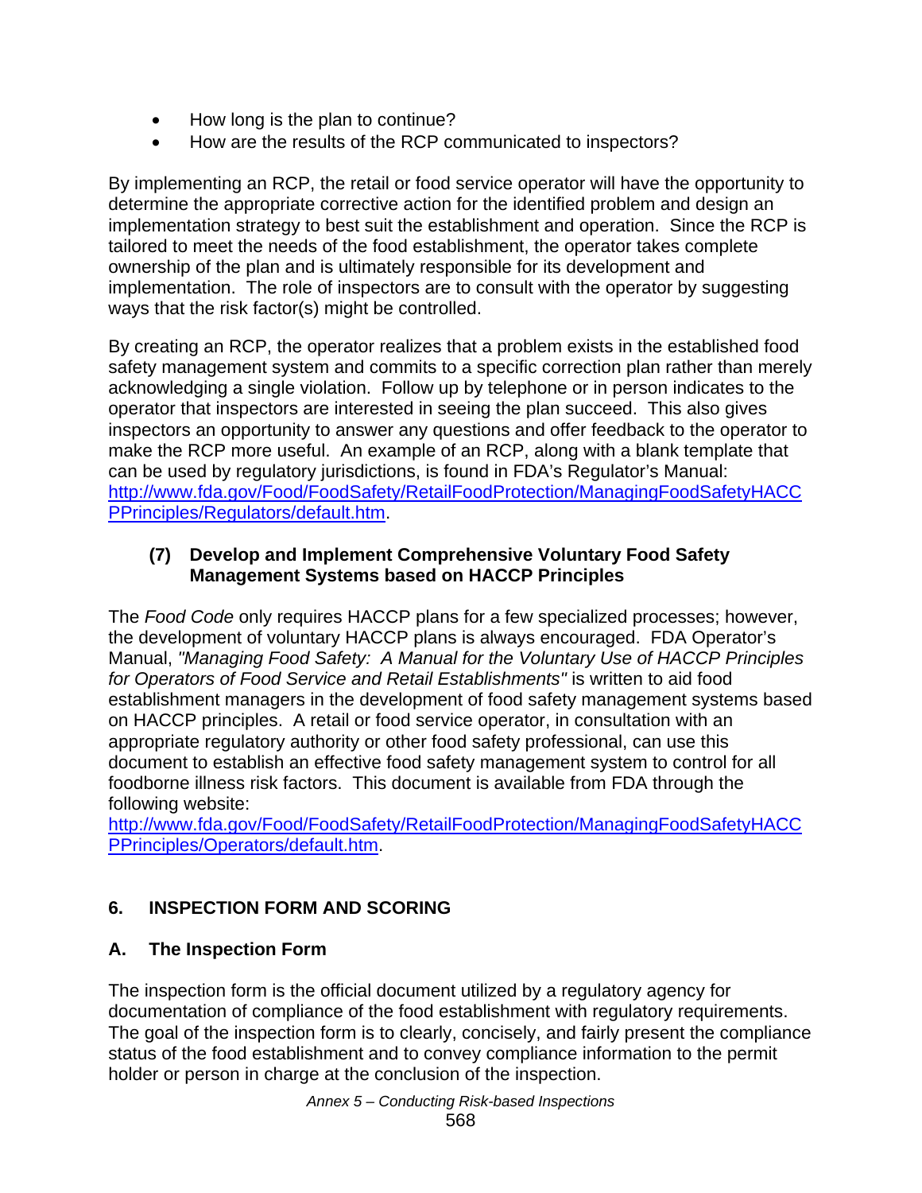- How long is the plan to continue?
- How are the results of the RCP communicated to inspectors?

By implementing an RCP, the retail or food service operator will have the opportunity to determine the appropriate corrective action for the identified problem and design an implementation strategy to best suit the establishment and operation. Since the RCP is tailored to meet the needs of the food establishment, the operator takes complete ownership of the plan and is ultimately responsible for its development and implementation. The role of inspectors are to consult with the operator by suggesting ways that the risk factor(s) might be controlled.

By creating an RCP, the operator realizes that a problem exists in the established food safety management system and commits to a specific correction plan rather than merely acknowledging a single violation. Follow up by telephone or in person indicates to the operator that inspectors are interested in seeing the plan succeed. This also gives inspectors an opportunity to answer any questions and offer feedback to the operator to make the RCP more useful. An example of an RCP, along with a blank template that can be used by regulatory jurisdictions, is found in FDA's Regulator's Manual: [http://www.fda.gov/Food/FoodSafety/RetailFoodProtection/ManagingFoodSafetyHACCPPrinciples/Regulators/default.htm](http://www.fda.gov/Food/FoodSafety/RetailFoodProtection/ManagingFoodSafetyHACCPPrinciples/Regulators/default.htm).

#### (7) Develop and Implement Comprehensive Voluntary Food Safety Management Systems based on HACCP Principles

The *Food Code* only requires HACCP plans for a few specialized processes; however, the development of voluntary HACCP plans is always encouraged. FDA Operator's Manual, *"Managing Food Safety: A Manual for the Voluntary Use of HACCP Principles for Operators of Food Service and Retail Establishments"* is written to aid food establishment managers in the development of food safety management systems based on HACCP principles. A retail or food service operator, in consultation with an appropriate regulatory authority or other food safety professional, can use this document to establish an effective food safety management system to control for all foodborne illness risk factors. This document is available from FDA through the following website: [http://www.fda.gov/Food/FoodSafety/RetailFoodProtection/ManagingFoodSafetyHACCPPrinciples/Operators/default.htm](http://www.fda.gov/Food/FoodSafety/RetailFoodProtection/ManagingFoodSafetyHACCPPrinciples/Operators/default.htm).

## 6. INSPECTION FORM AND SCORING

### A. The Inspection Form

The inspection form is the official document utilized by a regulatory agency for documentation of compliance of the food establishment with regulatory requirements. The goal of the inspection form is to clearly, concisely, and fairly present the compliance status of the food establishment and to convey compliance information to the permit holder or person in charge at the conclusion of the inspection.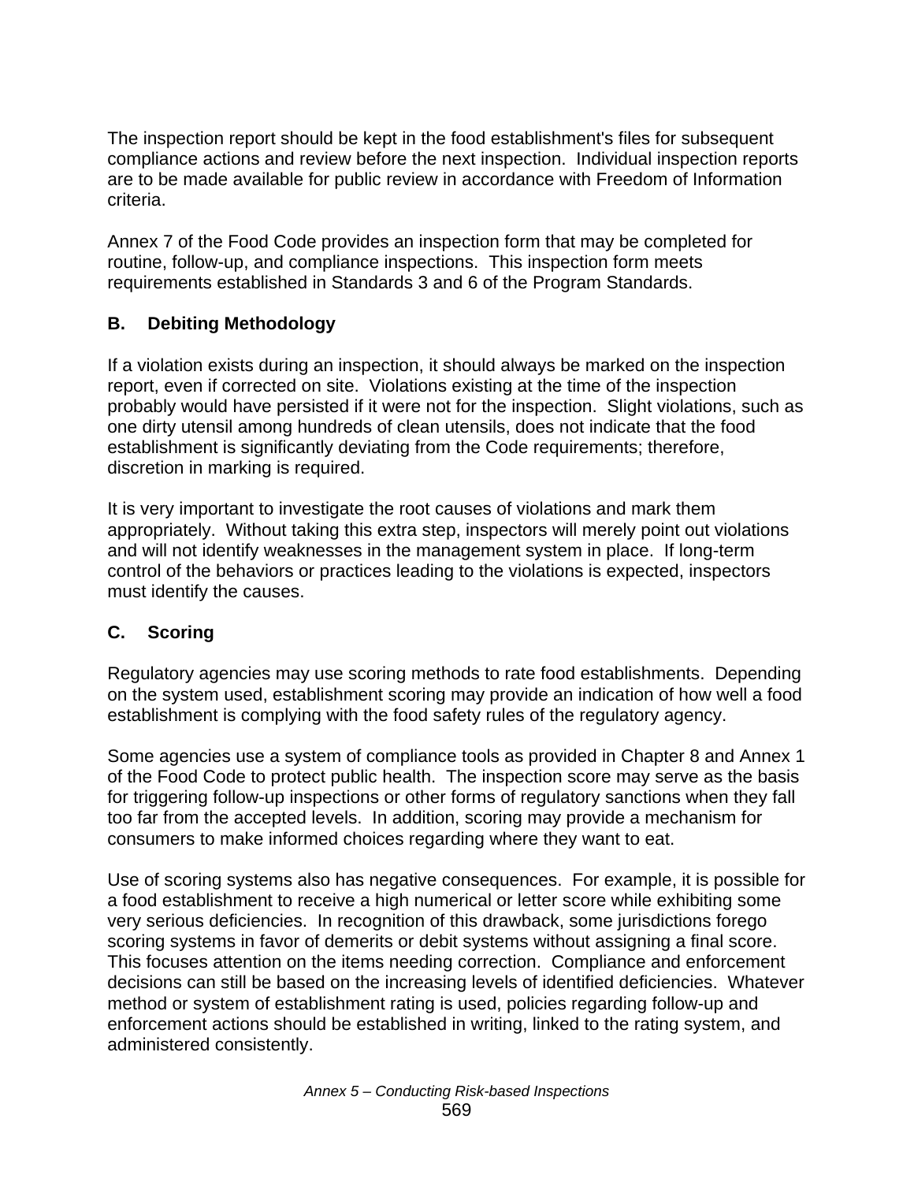The inspection report should be kept in the food establishment's files for subsequent compliance actions and review before the next inspection. Individual inspection reports are to be made available for public review in accordance with Freedom of Information criteria.

Annex 7 of the Food Code provides an inspection form that may be completed for routine, follow-up, and compliance inspections. This inspection form meets requirements established in Standards 3 and 6 of the Program Standards.

### B. Debiting Methodology

If a violation exists during an inspection, it should always be marked on the inspection report, even if corrected on site. Violations existing at the time of the inspection probably would have persisted if it were not for the inspection. Slight violations, such as one dirty utensil among hundreds of clean utensils, does not indicate that the food establishment is significantly deviating from the Code requirements; therefore, discretion in marking is required.

It is very important to investigate the root causes of violations and mark them appropriately. Without taking this extra step, inspectors will merely point out violations and will not identify weaknesses in the management system in place. If long-term control of the behaviors or practices leading to the violations is expected, inspectors must identify the causes.

### C. Scoring

Regulatory agencies may use scoring methods to rate food establishments. Depending on the system used, establishment scoring may provide an indication of how well a food establishment is complying with the food safety rules of the regulatory agency.

Some agencies use a system of compliance tools as provided in Chapter 8 and Annex 1 of the Food Code to protect public health. The inspection score may serve as the basis for triggering follow-up inspections or other forms of regulatory sanctions when they fall too far from the accepted levels. In addition, scoring may provide a mechanism for consumers to make informed choices regarding where they want to eat.

Use of scoring systems also has negative consequences. For example, it is possible for a food establishment to receive a high numerical or letter score while exhibiting some very serious deficiencies. In recognition of this drawback, some jurisdictions forego scoring systems in favor of demerits or debit systems without assigning a final score. This focuses attention on the items needing correction. Compliance and enforcement decisions can still be based on the increasing levels of identified deficiencies. Whatever method or system of establishment rating is used, policies regarding follow-up and enforcement actions should be established in writing, linked to the rating system, and administered consistently.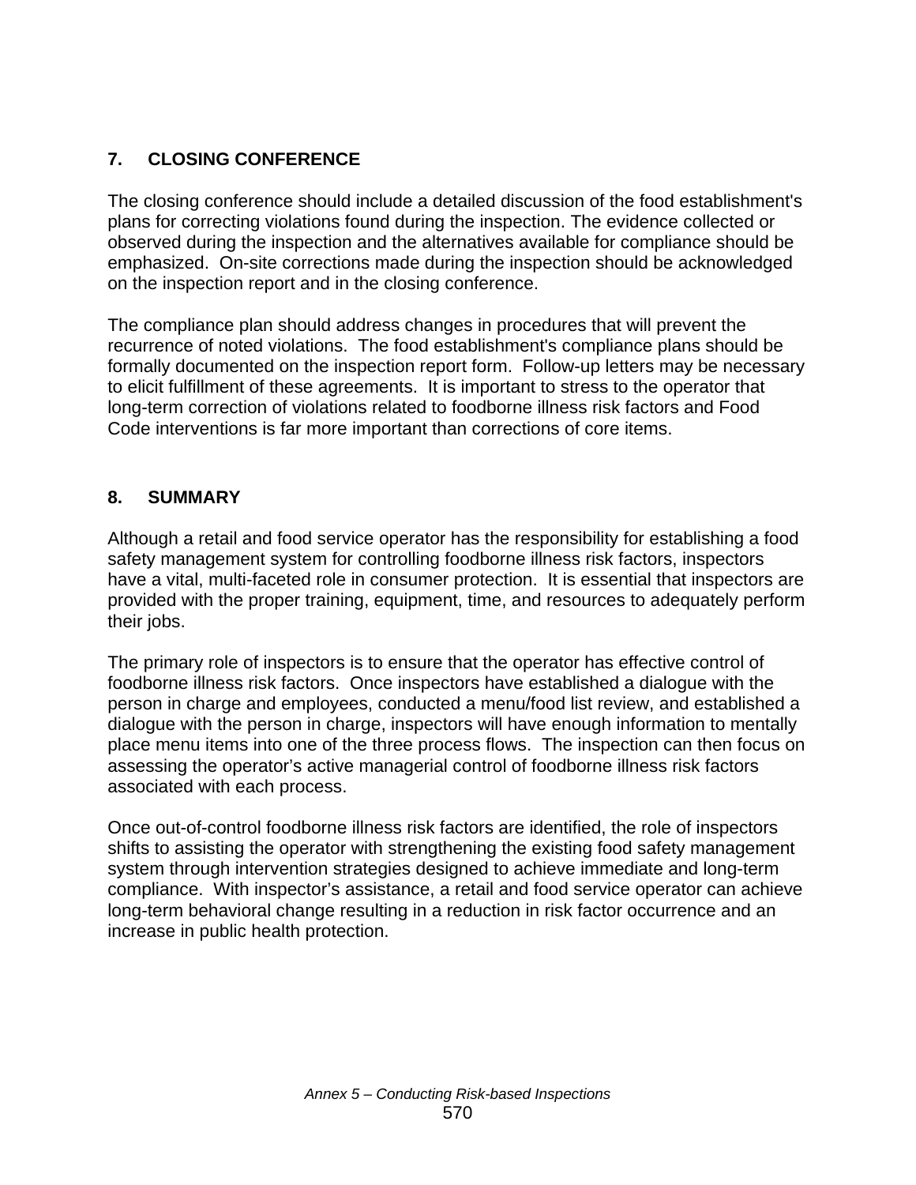## 7. CLOSING CONFERENCE

The closing conference should include a detailed discussion of the food establishment's plans for correcting violations found during the inspection. The evidence collected or observed during the inspection and the alternatives available for compliance should be emphasized. On-site corrections made during the inspection should be acknowledged on the inspection report and in the closing conference.

The compliance plan should address changes in procedures that will prevent the recurrence of noted violations. The food establishment's compliance plans should be formally documented on the inspection report form. Follow-up letters may be necessary to elicit fulfillment of these agreements. It is important to stress to the operator that long-term correction of violations related to foodborne illness risk factors and Food Code interventions is far more important than corrections of core items.

## 8. SUMMARY

Although a retail and food service operator has the responsibility for establishing a food safety management system for controlling foodborne illness risk factors, inspectors have a vital, multi-faceted role in consumer protection. It is essential that inspectors are provided with the proper training, equipment, time, and resources to adequately perform their jobs.

The primary role of inspectors is to ensure that the operator has effective control of foodborne illness risk factors. Once inspectors have established a dialogue with the person in charge and employees, conducted a menu/food list review, and established a dialogue with the person in charge, inspectors will have enough information to mentally place menu items into one of the three process flows. The inspection can then focus on assessing the operator's active managerial control of foodborne illness risk factors associated with each process.

Once out-of-control foodborne illness risk factors are identified, the role of inspectors shifts to assisting the operator with strengthening the existing food safety management system through intervention strategies designed to achieve immediate and long-term compliance. With inspector's assistance, a retail and food service operator can achieve long-term behavioral change resulting in a reduction in risk factor occurrence and an increase in public health protection.